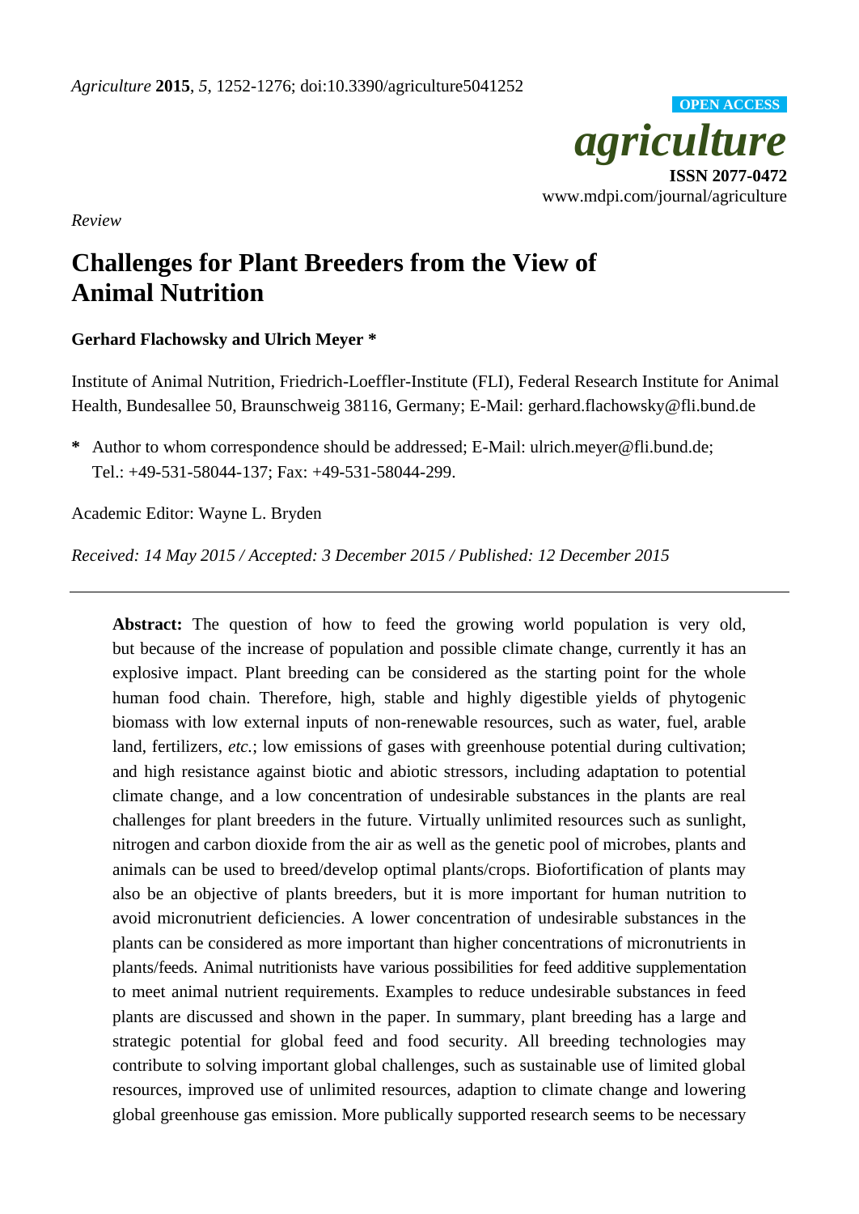*Review*

# Challenges for Plant Breeders from the View of Animal Nutrition

**Gerhard Flachowsky and Ulrich Meyer \***

Institute of Animal Nutrition, Friedrich-Loeffler-Institute (FLI), Federal Research Institute for Animal Health, Bundesallee 50, Braunschweig 38116, Germany; E-Mail: gerhard.flachowsky@fli.bund.de

**\*** Author to whom correspondence should be addressed; E-Mail: ulrich.meyer@fli.bund.de; Tel.: +49-531-58044-137; Fax: +49-531-58044-299.

Academic Editor: Wayne L. Bryden

*Received: 14 May 2015 / Accepted: 3 December 2015 / Published: 12 December 2015*

---

**Abstract:** The question of how to feed the growing world population is very old, but because of the increase of population and possible climate change, currently it has an explosive impact. Plant breeding can be considered as the starting point for the whole human food chain. Therefore, high, stable and highly digestible yields of phytogenic biomass with low external inputs of non-renewable resources, such as water, fuel, arable land, fertilizers, *etc.*; low emissions of gases with greenhouse potential during cultivation; and high resistance against biotic and abiotic stressors, including adaptation to potential climate change, and a low concentration of undesirable substances in the plants are real challenges for plant breeders in the future. Virtually unlimited resources such as sunlight, nitrogen and carbon dioxide from the air as well as the genetic pool of microbes, plants and animals can be used to breed/develop optimal plants/crops. Biofortification of plants may also be an objective of plants breeders, but it is more important for human nutrition to avoid micronutrient deficiencies. A lower concentration of undesirable substances in the plants can be considered as more important than higher concentrations of micronutrients in plants/feeds. Animal nutritionists have various possibilities for feed additive supplementation to meet animal nutrient requirements. Examples to reduce undesirable substances in feed plants are discussed and shown in the paper. In summary, plant breeding has a large and strategic potential for global feed and food security. All breeding technologies may contribute to solving important global challenges, such as sustainable use of limited global resources, improved use of unlimited resources, adaption to climate change and lowering global greenhouse gas emission. More publically supported research seems to be necessary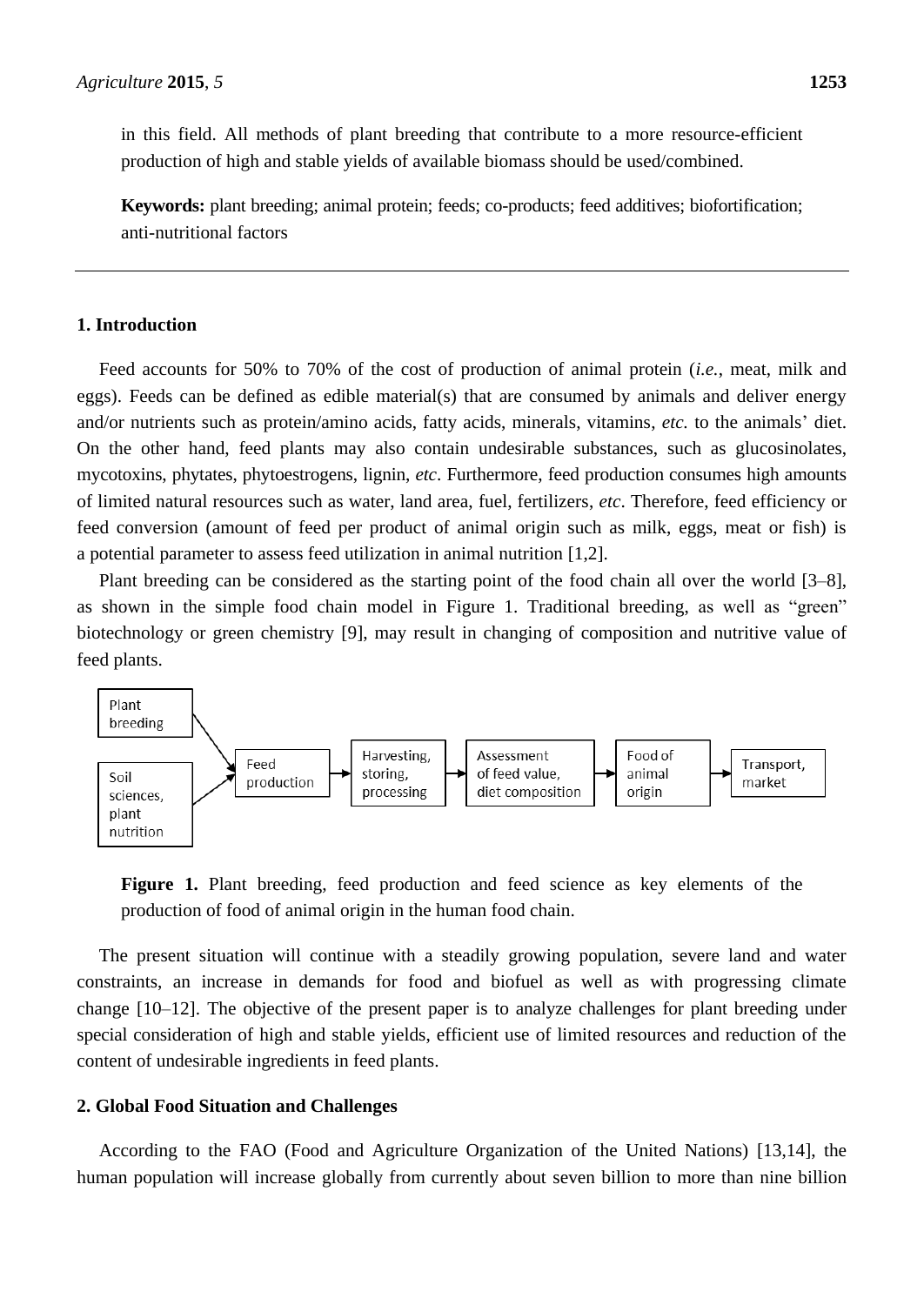in this field. All methods of plant breeding that contribute to a more resource-efficient production of high and stable yields of available biomass should be used/combined.

**Keywords:** plant breeding; animal protein; feeds; co-products; feed additives; biofortification; anti-nutritional factors

## 1. Introduction

Feed accounts for 50% to 70% of the cost of production of animal protein (*i.e.*, meat, milk and eggs). Feeds can be defined as edible material(s) that are consumed by animals and deliver energy and/or nutrients such as protein/amino acids, fatty acids, minerals, vitamins, *etc.* to the animals' diet. On the other hand, feed plants may also contain undesirable substances, such as glucosinolates, mycotoxins, phytates, phytoestrogens, lignin, *etc*. Furthermore, feed production consumes high amounts of limited natural resources such as water, land area, fuel, fertilizers, *etc*. Therefore, feed efficiency or feed conversion (amount of feed per product of animal origin such as milk, eggs, meat or fish) is a potential parameter to assess feed utilization in animal nutrition [1,2].

Plant breeding can be considered as the starting point of the food chain all over the world [3–8], as shown in the simple food chain model in Figure 1. Traditional breeding, as well as "green" biotechnology or green chemistry [9], may result in changing of composition and nutritive value of feed plants.

```
Plant breeding ──┐
                 ├─> Feed production ──> Harvesting, storing, processing ──> Assessment of feed value, diet composition ──> Food of animal origin ──> Transport, market
Soil sciences, ──┘
plant nutrition
```

**Figure 1.** Plant breeding, feed production and feed science as key elements of the production of food of animal origin in the human food chain.

The present situation will continue with a steadily growing population, severe land and water constraints, an increase in demands for food and biofuel as well as with progressing climate change [10–12]. The objective of the present paper is to analyze challenges for plant breeding under special consideration of high and stable yields, efficient use of limited resources and reduction of the content of undesirable ingredients in feed plants.

## 2. Global Food Situation and Challenges

According to the FAO (Food and Agriculture Organization of the United Nations) [13,14], the human population will increase globally from currently about seven billion to more than nine billion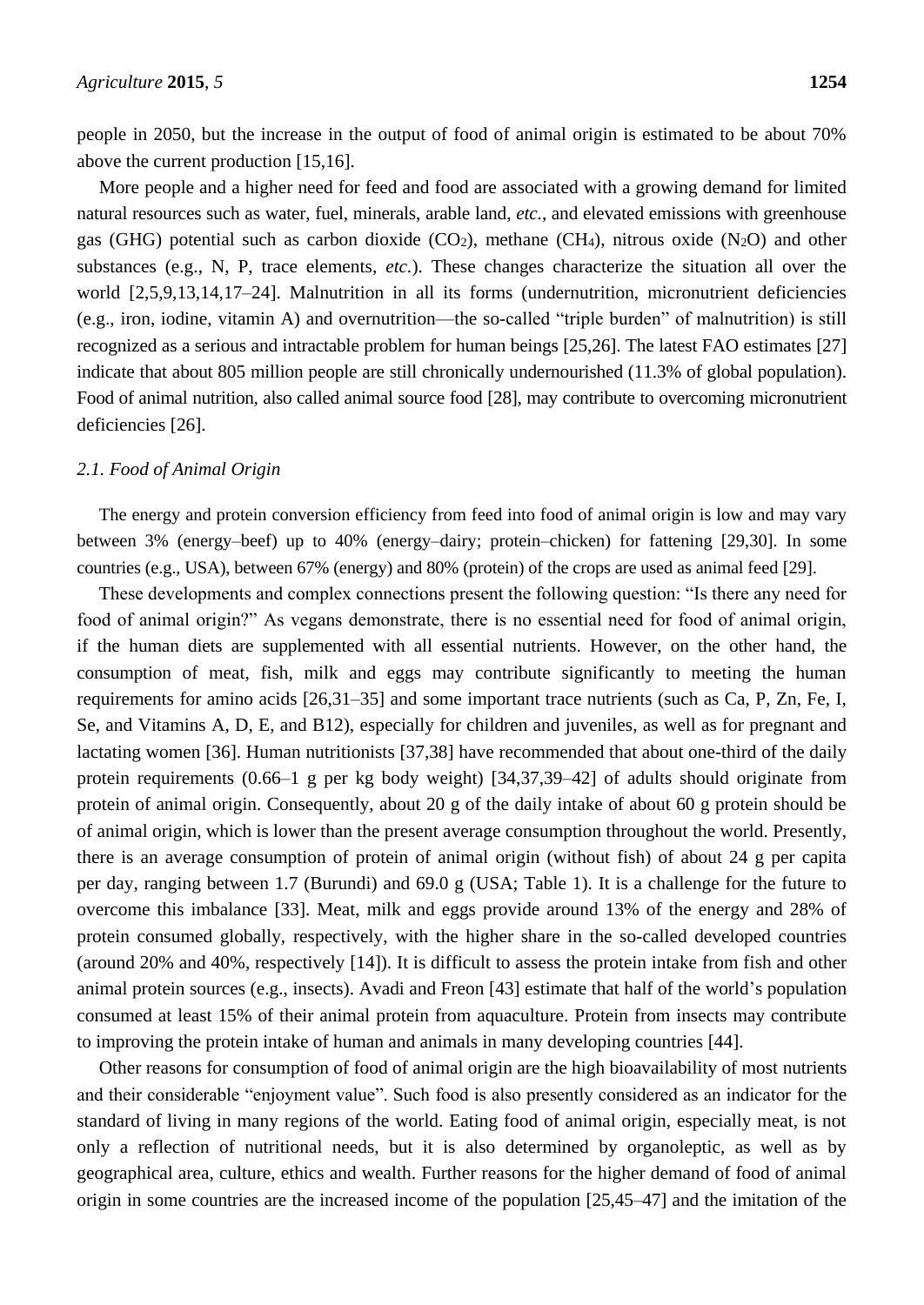people in 2050, but the increase in the output of food of animal origin is estimated to be about 70% above the current production [15,16].

More people and a higher need for feed and food are associated with a growing demand for limited natural resources such as water, fuel, minerals, arable land, *etc.*, and elevated emissions with greenhouse gas (GHG) potential such as carbon dioxide ($CO_2$), methane ($CH_4$), nitrous oxide ($N_2O$) and other substances (e.g., N, P, trace elements, *etc.*). These changes characterize the situation all over the world [2,5,9,13,14,17–24]. Malnutrition in all its forms (undernutrition, micronutrient deficiencies (e.g., iron, iodine, vitamin A) and overnutrition—the so-called "triple burden" of malnutrition) is still recognized as a serious and intractable problem for human beings [25,26]. The latest FAO estimates [27] indicate that about 805 million people are still chronically undernourished (11.3% of global population). Food of animal nutrition, also called animal source food [28], may contribute to overcoming micronutrient deficiencies [26].

### *2.1. Food of Animal Origin*

The energy and protein conversion efficiency from feed into food of animal origin is low and may vary between 3% (energy–beef) up to 40% (energy–dairy; protein–chicken) for fattening [29,30]. In some countries (e.g., USA), between 67% (energy) and 80% (protein) of the crops are used as animal feed [29].

These developments and complex connections present the following question: "Is there any need for food of animal origin?" As vegans demonstrate, there is no essential need for food of animal origin, if the human diets are supplemented with all essential nutrients. However, on the other hand, the consumption of meat, fish, milk and eggs may contribute significantly to meeting the human requirements for amino acids [26,31–35] and some important trace nutrients (such as Ca, P, Zn, Fe, I, Se, and Vitamins A, D, E, and B12), especially for children and juveniles, as well as for pregnant and lactating women [36]. Human nutritionists [37,38] have recommended that about one-third of the daily protein requirements (0.66–1 g per kg body weight) [34,37,39–42] of adults should originate from protein of animal origin. Consequently, about 20 g of the daily intake of about 60 g protein should be of animal origin, which is lower than the present average consumption throughout the world. Presently, there is an average consumption of protein of animal origin (without fish) of about 24 g per capita per day, ranging between 1.7 (Burundi) and 69.0 g (USA; Table 1). It is a challenge for the future to overcome this imbalance [33]. Meat, milk and eggs provide around 13% of the energy and 28% of protein consumed globally, respectively, with the higher share in the so-called developed countries (around 20% and 40%, respectively [14]). It is difficult to assess the protein intake from fish and other animal protein sources (e.g., insects). Avadi and Freon [43] estimate that half of the world's population consumed at least 15% of their animal protein from aquaculture. Protein from insects may contribute to improving the protein intake of human and animals in many developing countries [44].

Other reasons for consumption of food of animal origin are the high bioavailability of most nutrients and their considerable "enjoyment value". Such food is also presently considered as an indicator for the standard of living in many regions of the world. Eating food of animal origin, especially meat, is not only a reflection of nutritional needs, but it is also determined by organoleptic, as well as by geographical area, culture, ethics and wealth. Further reasons for the higher demand of food of animal origin in some countries are the increased income of the population [25,45–47] and the imitation of the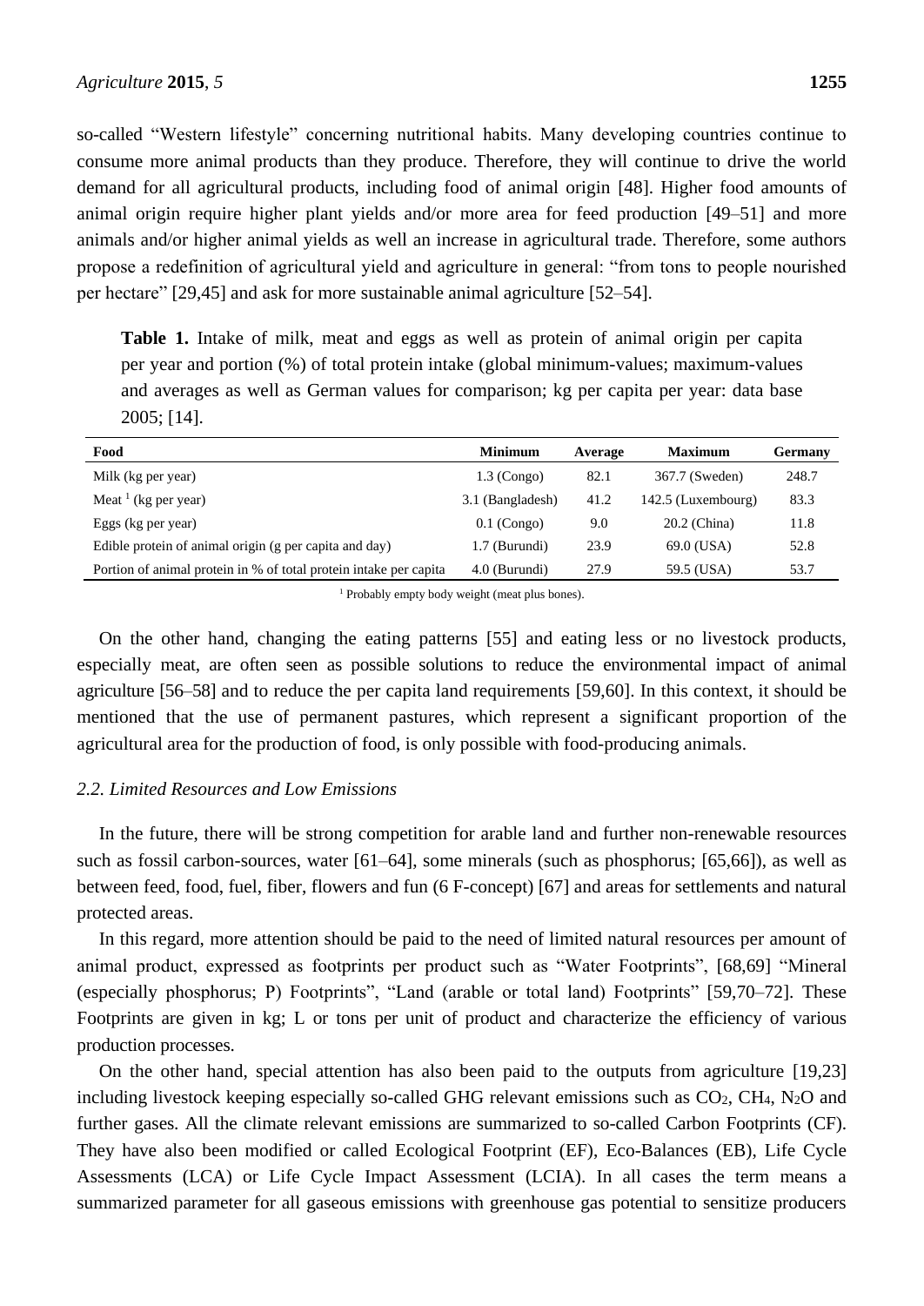so-called "Western lifestyle" concerning nutritional habits. Many developing countries continue to consume more animal products than they produce. Therefore, they will continue to drive the world demand for all agricultural products, including food of animal origin [48]. Higher food amounts of animal origin require higher plant yields and/or more area for feed production [49–51] and more animals and/or higher animal yields as well an increase in agricultural trade. Therefore, some authors propose a redefinition of agricultural yield and agriculture in general: "from tons to people nourished per hectare" [29,45] and ask for more sustainable animal agriculture [52–54].

**Table 1.** Intake of milk, meat and eggs as well as protein of animal origin per capita per year and portion (%) of total protein intake (global minimum-values; maximum-values and averages as well as German values for comparison; kg per capita per year: data base 2005; [14].

| Food | Minimum | Average | Maximum | Germany |
|---|---|---|---|---|
| Milk (kg per year) | 1.3 (Congo) | 82.1 | 367.7 (Sweden) | 248.7 |
| Meat [1] (kg per year) | 3.1 (Bangladesh) | 41.2 | 142.5 (Luxembourg) | 83.3 |
| Eggs (kg per year) | 0.1 (Congo) | 9.0 | 20.2 (China) | 11.8 |
| Edible protein of animal origin (g per capita and day) | 1.7 (Burundi) | 23.9 | 69.0 (USA) | 52.8 |
| Portion of animal protein in % of total protein intake per capita | 4.0 (Burundi) | 27.9 | 59.5 (USA) | 53.7 |

[1] Probably empty body weight (meat plus bones).

On the other hand, changing the eating patterns [55] and eating less or no livestock products, especially meat, are often seen as possible solutions to reduce the environmental impact of animal agriculture [56–58] and to reduce the per capita land requirements [59,60]. In this context, it should be mentioned that the use of permanent pastures, which represent a significant proportion of the agricultural area for the production of food, is only possible with food-producing animals.

### *2.2. Limited Resources and Low Emissions*

In the future, there will be strong competition for arable land and further non-renewable resources such as fossil carbon-sources, water [61–64], some minerals (such as phosphorus; [65,66]), as well as between feed, food, fuel, fiber, flowers and fun (6 F-concept) [67] and areas for settlements and natural protected areas.

In this regard, more attention should be paid to the need of limited natural resources per amount of animal product, expressed as footprints per product such as "Water Footprints", [68,69] "Mineral (especially phosphorus; P) Footprints", "Land (arable or total land) Footprints" [59,70–72]. These Footprints are given in kg; L or tons per unit of product and characterize the efficiency of various production processes.

On the other hand, special attention has also been paid to the outputs from agriculture [19,23] including livestock keeping especially so-called GHG relevant emissions such as $CO_2$, $CH_4$, $N_2O$ and further gases. All the climate relevant emissions are summarized to so-called Carbon Footprints (CF). They have also been modified or called Ecological Footprint (EF), Eco-Balances (EB), Life Cycle Assessments (LCA) or Life Cycle Impact Assessment (LCIA). In all cases the term means a summarized parameter for all gaseous emissions with greenhouse gas potential to sensitize producers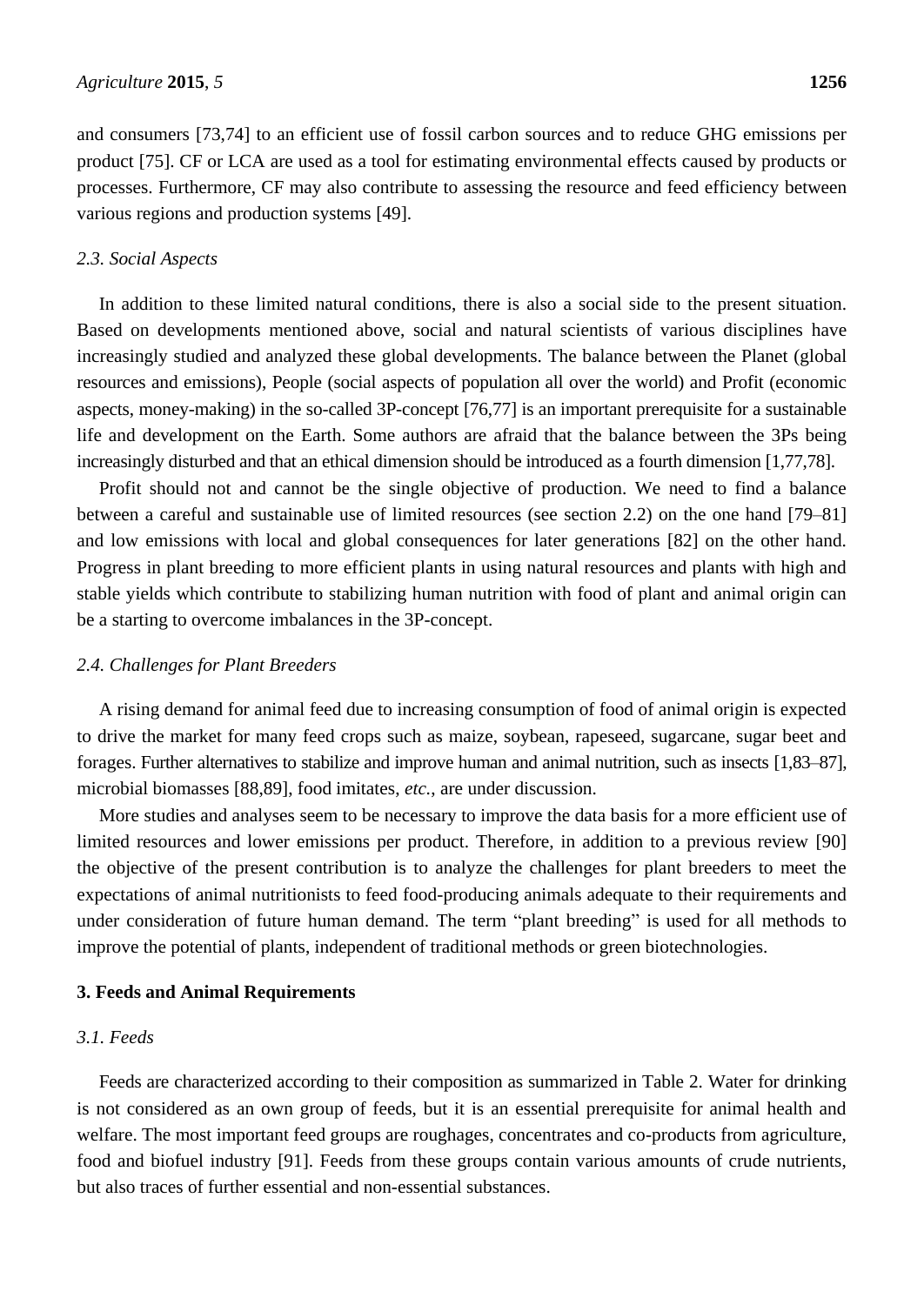and consumers [73,74] to an efficient use of fossil carbon sources and to reduce GHG emissions per product [75]. CF or LCA are used as a tool for estimating environmental effects caused by products or processes. Furthermore, CF may also contribute to assessing the resource and feed efficiency between various regions and production systems [49].

### *2.3. Social Aspects*

In addition to these limited natural conditions, there is also a social side to the present situation. Based on developments mentioned above, social and natural scientists of various disciplines have increasingly studied and analyzed these global developments. The balance between the Planet (global resources and emissions), People (social aspects of population all over the world) and Profit (economic aspects, money-making) in the so-called 3P-concept [76,77] is an important prerequisite for a sustainable life and development on the Earth. Some authors are afraid that the balance between the 3Ps being increasingly disturbed and that an ethical dimension should be introduced as a fourth dimension [1,77,78].

Profit should not and cannot be the single objective of production. We need to find a balance between a careful and sustainable use of limited resources (see section 2.2) on the one hand [79–81] and low emissions with local and global consequences for later generations [82] on the other hand. Progress in plant breeding to more efficient plants in using natural resources and plants with high and stable yields which contribute to stabilizing human nutrition with food of plant and animal origin can be a starting to overcome imbalances in the 3P-concept.

### *2.4. Challenges for Plant Breeders*

A rising demand for animal feed due to increasing consumption of food of animal origin is expected to drive the market for many feed crops such as maize, soybean, rapeseed, sugarcane, sugar beet and forages. Further alternatives to stabilize and improve human and animal nutrition, such as insects [1,83–87], microbial biomasses [88,89], food imitates, *etc.*, are under discussion.

More studies and analyses seem to be necessary to improve the data basis for a more efficient use of limited resources and lower emissions per product. Therefore, in addition to a previous review [90] the objective of the present contribution is to analyze the challenges for plant breeders to meet the expectations of animal nutritionists to feed food-producing animals adequate to their requirements and under consideration of future human demand. The term "plant breeding" is used for all methods to improve the potential of plants, independent of traditional methods or green biotechnologies.

## **3. Feeds and Animal Requirements**

### *3.1. Feeds*

Feeds are characterized according to their composition as summarized in Table 2. Water for drinking is not considered as an own group of feeds, but it is an essential prerequisite for animal health and welfare. The most important feed groups are roughages, concentrates and co-products from agriculture, food and biofuel industry [91]. Feeds from these groups contain various amounts of crude nutrients, but also traces of further essential and non-essential substances.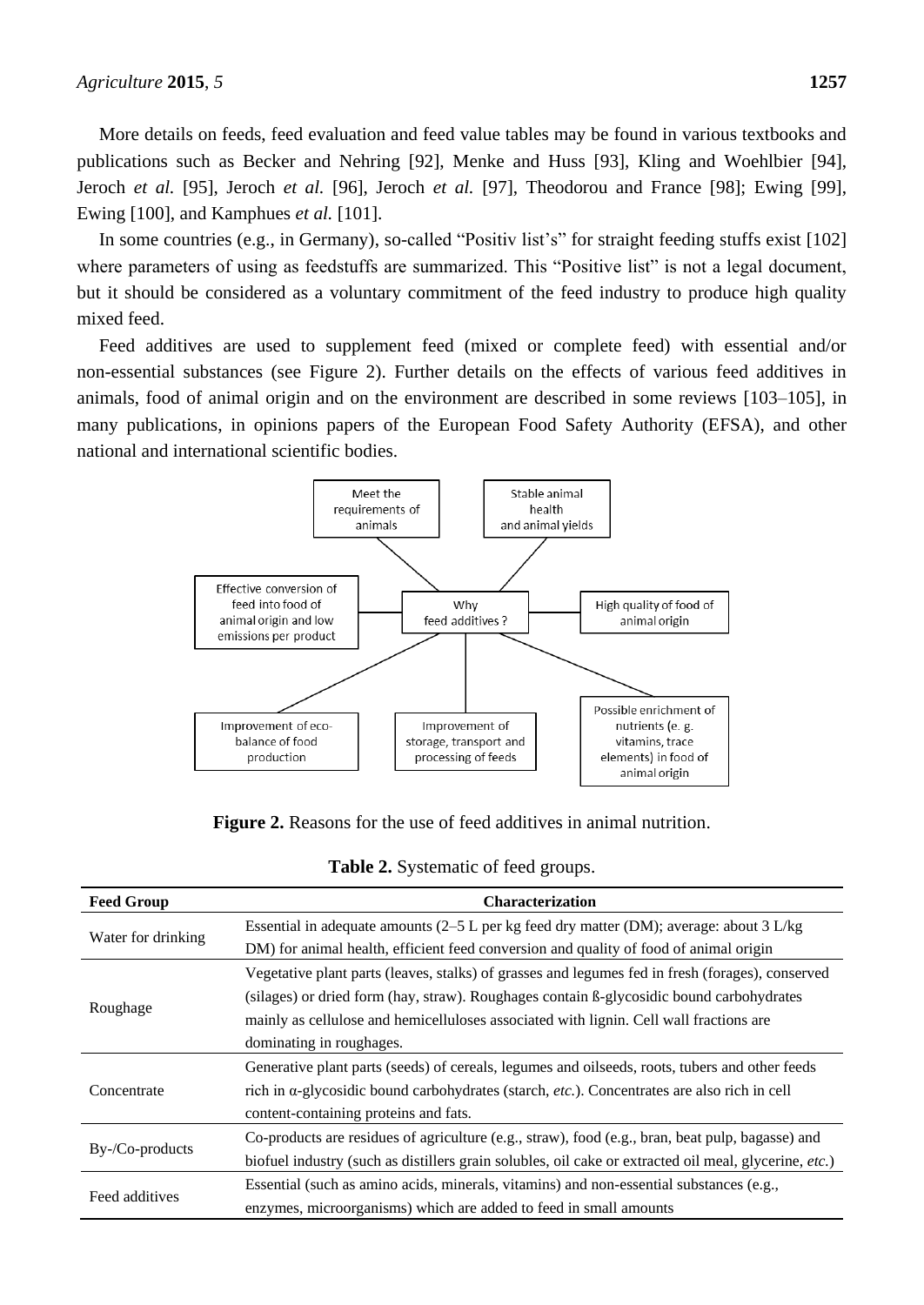More details on feeds, feed evaluation and feed value tables may be found in various textbooks and publications such as Becker and Nehring [92], Menke and Huss [93], Kling and Woehlbier [94], Jeroch *et al.* [95], Jeroch *et al.* [96], Jeroch *et al.* [97], Theodorou and France [98]; Ewing [99], Ewing [100], and Kamphues *et al.* [101].

In some countries (e.g., in Germany), so-called "Positiv list's" for straight feeding stuffs exist [102] where parameters of using as feedstuffs are summarized. This "Positive list" is not a legal document, but it should be considered as a voluntary commitment of the feed industry to produce high quality mixed feed.

Feed additives are used to supplement feed (mixed or complete feed) with essential and/or non-essential substances (see Figure 2). Further details on the effects of various feed additives in animals, food of animal origin and on the environment are described in some reviews [103–105], in many publications, in opinions papers of the European Food Safety Authority (EFSA), and other national and international scientific bodies.

**Figure 2.** Reasons for the use of feed additives in animal nutrition.

**Table 2.** Systematic of feed groups.

| Feed Group | Characterization |
|---|---|
| Water for drinking | Essential in adequate amounts (2–5 L per kg feed dry matter (DM); average: about 3 L/kg DM) for animal health, efficient feed conversion and quality of food of animal origin |
| Roughage | Vegetative plant parts (leaves, stalks) of grasses and legumes fed in fresh (forages), conserved (silages) or dried form (hay, straw). Roughages contain ß-glycosidic bound carbohydrates mainly as cellulose and hemicelluloses associated with lignin. Cell wall fractions are dominating in roughages. |
| Concentrate | Generative plant parts (seeds) of cereals, legumes and oilseeds, roots, tubers and other feeds rich in α-glycosidic bound carbohydrates (starch, *etc.*). Concentrates are also rich in cell content-containing proteins and fats. |
| By-/Co-products | Co-products are residues of agriculture (e.g., straw), food (e.g., bran, beat pulp, bagasse) and biofuel industry (such as distillers grain solubles, oil cake or extracted oil meal, glycerine, *etc.*) |
| Feed additives | Essential (such as amino acids, minerals, vitamins) and non-essential substances (e.g., enzymes, microorganisms) which are added to feed in small amounts |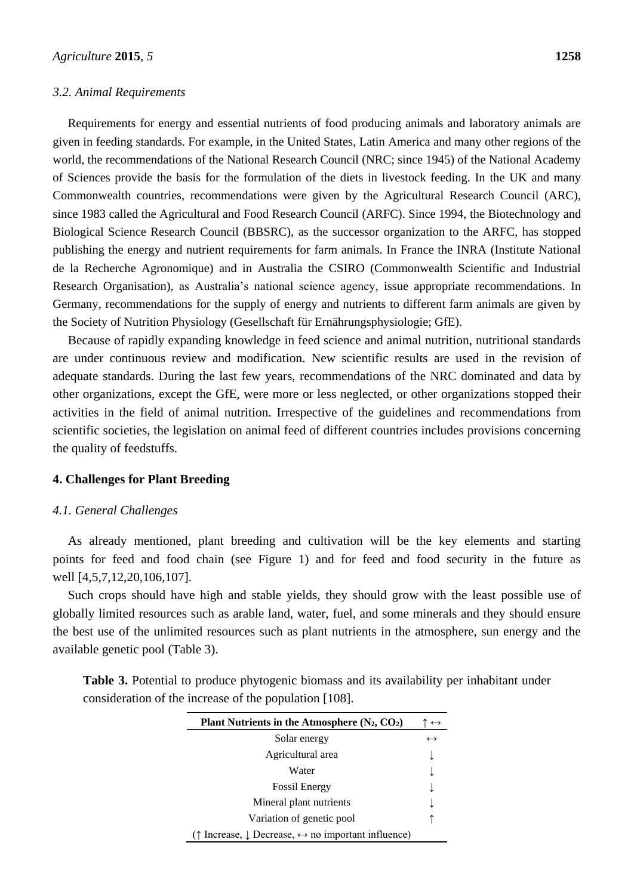### 3.2. Animal Requirements

Requirements for energy and essential nutrients of food producing animals and laboratory animals are given in feeding standards. For example, in the United States, Latin America and many other regions of the world, the recommendations of the National Research Council (NRC; since 1945) of the National Academy of Sciences provide the basis for the formulation of the diets in livestock feeding. In the UK and many Commonwealth countries, recommendations were given by the Agricultural Research Council (ARC), since 1983 called the Agricultural and Food Research Council (ARFC). Since 1994, the Biotechnology and Biological Science Research Council (BBSRC), as the successor organization to the ARFC, has stopped publishing the energy and nutrient requirements for farm animals. In France the INRA (Institute National de la Recherche Agronomique) and in Australia the CSIRO (Commonwealth Scientific and Industrial Research Organisation), as Australia's national science agency, issue appropriate recommendations. In Germany, recommendations for the supply of energy and nutrients to different farm animals are given by the Society of Nutrition Physiology (Gesellschaft für Ernährungsphysiologie; GfE).

Because of rapidly expanding knowledge in feed science and animal nutrition, nutritional standards are under continuous review and modification. New scientific results are used in the revision of adequate standards. During the last few years, recommendations of the NRC dominated and data by other organizations, except the GfE, were more or less neglected, or other organizations stopped their activities in the field of animal nutrition. Irrespective of the guidelines and recommendations from scientific societies, the legislation on animal feed of different countries includes provisions concerning the quality of feedstuffs.

## 4. Challenges for Plant Breeding

### 4.1. General Challenges

As already mentioned, plant breeding and cultivation will be the key elements and starting points for feed and food chain (see Figure 1) and for feed and food security in the future as well [4,5,7,12,20,106,107].

Such crops should have high and stable yields, they should grow with the least possible use of globally limited resources such as arable land, water, fuel, and some minerals and they should ensure the best use of the unlimited resources such as plant nutrients in the atmosphere, sun energy and the available genetic pool (Table 3).

**Table 3.** Potential to produce phytogenic biomass and its availability per inhabitant under consideration of the increase of the population [108].

| Plant Nutrients in the Atmosphere ($N_2$, $CO_2$) | ↑ ↔ |
|---|---|
| Solar energy | ↔ |
| Agricultural area | ↓ |
| Water | ↓ |
| Fossil Energy | ↓ |
| Mineral plant nutrients | ↓ |
| Variation of genetic pool | ↑ |

(↑ Increase, ↓ Decrease, ↔ no important influence)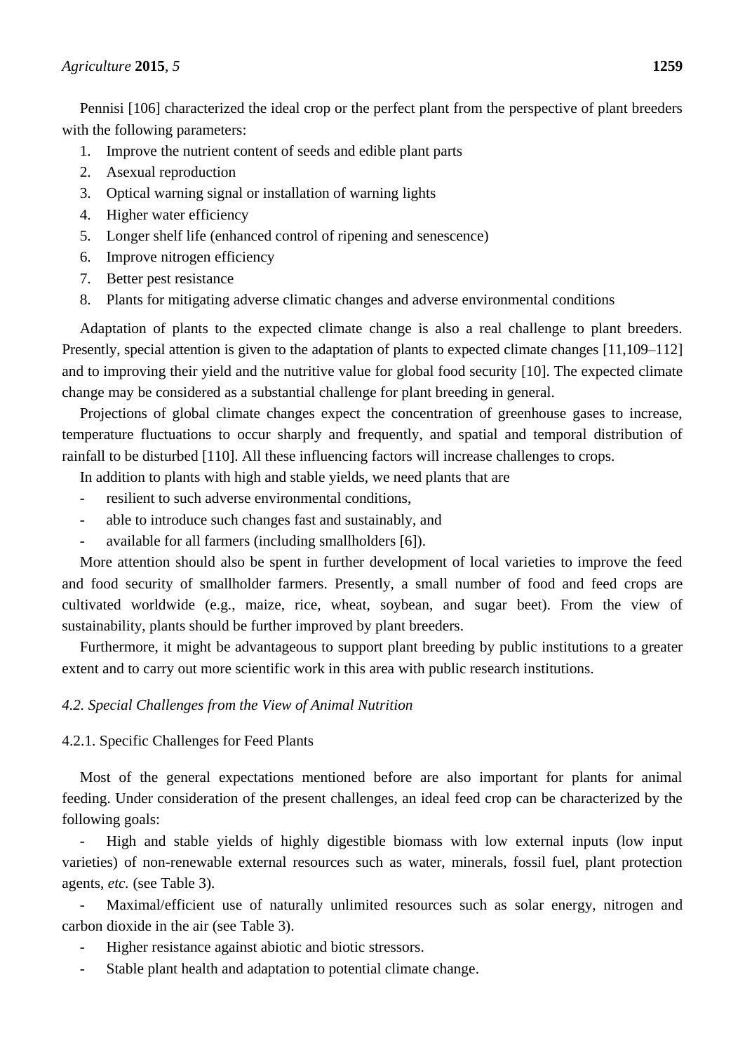Pennisi [106] characterized the ideal crop or the perfect plant from the perspective of plant breeders with the following parameters:

1. Improve the nutrient content of seeds and edible plant parts
2. Asexual reproduction
3. Optical warning signal or installation of warning lights
4. Higher water efficiency
5. Longer shelf life (enhanced control of ripening and senescence)
6. Improve nitrogen efficiency
7. Better pest resistance
8. Plants for mitigating adverse climatic changes and adverse environmental conditions

Adaptation of plants to the expected climate change is also a real challenge to plant breeders. Presently, special attention is given to the adaptation of plants to expected climate changes [11,109–112] and to improving their yield and the nutritive value for global food security [10]. The expected climate change may be considered as a substantial challenge for plant breeding in general.

Projections of global climate changes expect the concentration of greenhouse gases to increase, temperature fluctuations to occur sharply and frequently, and spatial and temporal distribution of rainfall to be disturbed [110]. All these influencing factors will increase challenges to crops.

In addition to plants with high and stable yields, we need plants that are

- resilient to such adverse environmental conditions,
- able to introduce such changes fast and sustainably, and
- available for all farmers (including smallholders [6]).

More attention should also be spent in further development of local varieties to improve the feed and food security of smallholder farmers. Presently, a small number of food and feed crops are cultivated worldwide (e.g., maize, rice, wheat, soybean, and sugar beet). From the view of sustainability, plants should be further improved by plant breeders.

Furthermore, it might be advantageous to support plant breeding by public institutions to a greater extent and to carry out more scientific work in this area with public research institutions.

### *4.2. Special Challenges from the View of Animal Nutrition*

#### 4.2.1. Specific Challenges for Feed Plants

Most of the general expectations mentioned before are also important for plants for animal feeding. Under consideration of the present challenges, an ideal feed crop can be characterized by the following goals:

- High and stable yields of highly digestible biomass with low external inputs (low input varieties) of non-renewable external resources such as water, minerals, fossil fuel, plant protection agents, *etc.* (see Table 3).
- Maximal/efficient use of naturally unlimited resources such as solar energy, nitrogen and carbon dioxide in the air (see Table 3).
- Higher resistance against abiotic and biotic stressors.
- Stable plant health and adaptation to potential climate change.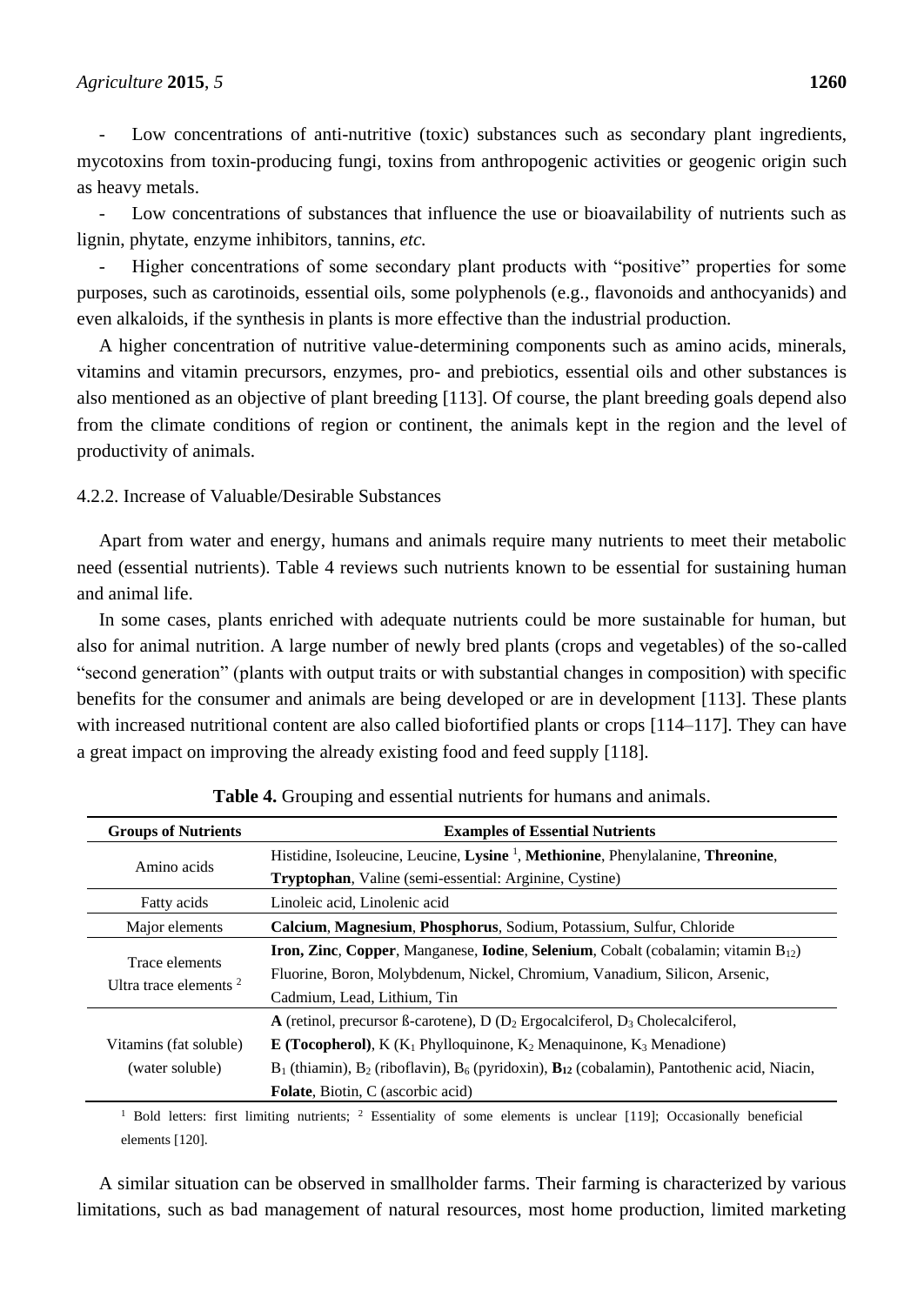- Low concentrations of anti-nutritive (toxic) substances such as secondary plant ingredients, mycotoxins from toxin-producing fungi, toxins from anthropogenic activities or geogenic origin such as heavy metals.

- Low concentrations of substances that influence the use or bioavailability of nutrients such as lignin, phytate, enzyme inhibitors, tannins, *etc.*

- Higher concentrations of some secondary plant products with "positive" properties for some purposes, such as carotinoids, essential oils, some polyphenols (e.g., flavonoids and anthocyanids) and even alkaloids, if the synthesis in plants is more effective than the industrial production.

A higher concentration of nutritive value-determining components such as amino acids, minerals, vitamins and vitamin precursors, enzymes, pro- and prebiotics, essential oils and other substances is also mentioned as an objective of plant breeding [113]. Of course, the plant breeding goals depend also from the climate conditions of region or continent, the animals kept in the region and the level of productivity of animals.

### 4.2.2. Increase of Valuable/Desirable Substances

Apart from water and energy, humans and animals require many nutrients to meet their metabolic need (essential nutrients). Table 4 reviews such nutrients known to be essential for sustaining human and animal life.

In some cases, plants enriched with adequate nutrients could be more sustainable for human, but also for animal nutrition. A large number of newly bred plants (crops and vegetables) of the so-called "second generation" (plants with output traits or with substantial changes in composition) with specific benefits for the consumer and animals are being developed or are in development [113]. These plants with increased nutritional content are also called biofortified plants or crops [114–117]. They can have a great impact on improving the already existing food and feed supply [118].

**Table 4.** Grouping and essential nutrients for humans and animals.

| Groups of Nutrients | Examples of Essential Nutrients |
| --- | --- |
| Amino acids | Histidine, Isoleucine, Leucine, **Lysine** [1], **Methionine**, Phenylalanine, **Threonine**, **Tryptophan**, Valine (semi-essential: Arginine, Cystine) |
| Fatty acids | Linoleic acid, Linolenic acid |
| Major elements | **Calcium**, **Magnesium**, **Phosphorus**, Sodium, Potassium, Sulfur, Chloride |
| Trace elements<br>Ultra trace elements [2] | **Iron, Zinc**, **Copper**, Manganese, **Iodine**, **Selenium**, Cobalt (cobalamin; vitamin $B_{12}$)<br>Fluorine, Boron, Molybdenum, Nickel, Chromium, Vanadium, Silicon, Arsenic, Cadmium, Lead, Lithium, Tin |
| Vitamins (fat soluble)<br>(water soluble) | **A** (retinol, precursor ß-carotene), D ($D_2$ Ergocalciferol, $D_3$ Cholecalciferol, **E (Tocopherol)**, K ($K_1$ Phylloquinone, $K_2$ Menaquinone, $K_3$ Menadione)<br>$B_1$ (thiamin), $B_2$ (riboflavin), $B_6$ (pyridoxin), $\mathbf{B_{12}}$ (cobalamin), Pantothenic acid, Niacin, **Folate**, Biotin, C (ascorbic acid) |

[1] Bold letters: first limiting nutrients; [2] Essentiality of some elements is unclear [119]; Occasionally beneficial elements [120].

A similar situation can be observed in smallholder farms. Their farming is characterized by various limitations, such as bad management of natural resources, most home production, limited marketing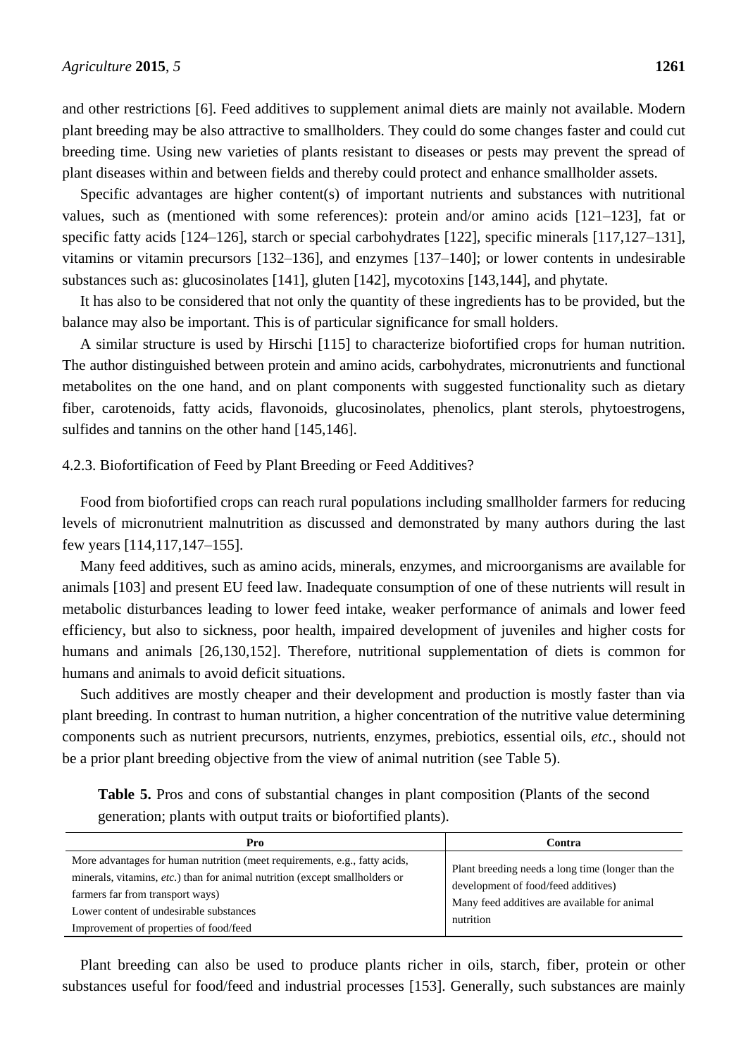and other restrictions [6]. Feed additives to supplement animal diets are mainly not available. Modern plant breeding may be also attractive to smallholders. They could do some changes faster and could cut breeding time. Using new varieties of plants resistant to diseases or pests may prevent the spread of plant diseases within and between fields and thereby could protect and enhance smallholder assets.

Specific advantages are higher content(s) of important nutrients and substances with nutritional values, such as (mentioned with some references): protein and/or amino acids [121–123], fat or specific fatty acids [124–126], starch or special carbohydrates [122], specific minerals [117,127–131], vitamins or vitamin precursors [132–136], and enzymes [137–140]; or lower contents in undesirable substances such as: glucosinolates [141], gluten [142], mycotoxins [143,144], and phytate.

It has also to be considered that not only the quantity of these ingredients has to be provided, but the balance may also be important. This is of particular significance for small holders.

A similar structure is used by Hirschi [115] to characterize biofortified crops for human nutrition. The author distinguished between protein and amino acids, carbohydrates, micronutrients and functional metabolites on the one hand, and on plant components with suggested functionality such as dietary fiber, carotenoids, fatty acids, flavonoids, glucosinolates, phenolics, plant sterols, phytoestrogens, sulfides and tannins on the other hand [145,146].

#### 4.2.3. Biofortification of Feed by Plant Breeding or Feed Additives?

Food from biofortified crops can reach rural populations including smallholder farmers for reducing levels of micronutrient malnutrition as discussed and demonstrated by many authors during the last few years [114,117,147–155].

Many feed additives, such as amino acids, minerals, enzymes, and microorganisms are available for animals [103] and present EU feed law. Inadequate consumption of one of these nutrients will result in metabolic disturbances leading to lower feed intake, weaker performance of animals and lower feed efficiency, but also to sickness, poor health, impaired development of juveniles and higher costs for humans and animals [26,130,152]. Therefore, nutritional supplementation of diets is common for humans and animals to avoid deficit situations.

Such additives are mostly cheaper and their development and production is mostly faster than via plant breeding. In contrast to human nutrition, a higher concentration of the nutritive value determining components such as nutrient precursors, nutrients, enzymes, prebiotics, essential oils, *etc.*, should not be a prior plant breeding objective from the view of animal nutrition (see Table 5).

**Table 5.** Pros and cons of substantial changes in plant composition (Plants of the second generation; plants with output traits or biofortified plants).

| Pro | Contra |
|---|---|
| More advantages for human nutrition (meet requirements, e.g., fatty acids, minerals, vitamins, *etc.*) than for animal nutrition (except smallholders or farmers far from transport ways)<br>Lower content of undesirable substances<br>Improvement of properties of food/feed | Plant breeding needs a long time (longer than the development of food/feed additives)<br>Many feed additives are available for animal nutrition |

Plant breeding can also be used to produce plants richer in oils, starch, fiber, protein or other substances useful for food/feed and industrial processes [153]. Generally, such substances are mainly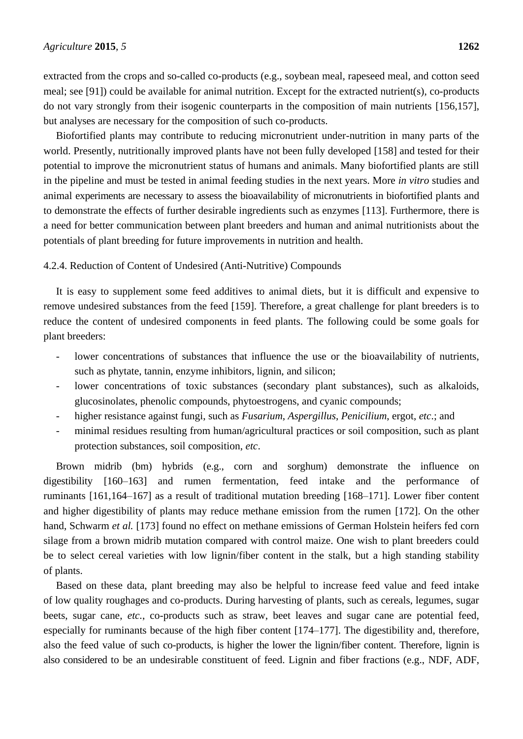extracted from the crops and so-called co-products (e.g., soybean meal, rapeseed meal, and cotton seed meal; see [91]) could be available for animal nutrition. Except for the extracted nutrient(s), co-products do not vary strongly from their isogenic counterparts in the composition of main nutrients [156,157], but analyses are necessary for the composition of such co-products.

Biofortified plants may contribute to reducing micronutrient under-nutrition in many parts of the world. Presently, nutritionally improved plants have not been fully developed [158] and tested for their potential to improve the micronutrient status of humans and animals. Many biofortified plants are still in the pipeline and must be tested in animal feeding studies in the next years. More *in vitro* studies and animal experiments are necessary to assess the bioavailability of micronutrients in biofortified plants and to demonstrate the effects of further desirable ingredients such as enzymes [113]. Furthermore, there is a need for better communication between plant breeders and human and animal nutritionists about the potentials of plant breeding for future improvements in nutrition and health.

#### 4.2.4. Reduction of Content of Undesired (Anti-Nutritive) Compounds

It is easy to supplement some feed additives to animal diets, but it is difficult and expensive to remove undesired substances from the feed [159]. Therefore, a great challenge for plant breeders is to reduce the content of undesired components in feed plants. The following could be some goals for plant breeders:

- lower concentrations of substances that influence the use or the bioavailability of nutrients, such as phytate, tannin, enzyme inhibitors, lignin, and silicon;
- lower concentrations of toxic substances (secondary plant substances), such as alkaloids, glucosinolates, phenolic compounds, phytoestrogens, and cyanic compounds;
- higher resistance against fungi, such as *Fusarium*, *Aspergillus*, *Penicilium*, ergot, *etc*.; and
- minimal residues resulting from human/agricultural practices or soil composition, such as plant protection substances, soil composition, *etc*.

Brown midrib (bm) hybrids (e.g., corn and sorghum) demonstrate the influence on digestibility [160–163] and rumen fermentation, feed intake and the performance of ruminants [161,164–167] as a result of traditional mutation breeding [168–171]. Lower fiber content and higher digestibility of plants may reduce methane emission from the rumen [172]. On the other hand, Schwarm *et al.* [173] found no effect on methane emissions of German Holstein heifers fed corn silage from a brown midrib mutation compared with control maize. One wish to plant breeders could be to select cereal varieties with low lignin/fiber content in the stalk, but a high standing stability of plants.

Based on these data, plant breeding may also be helpful to increase feed value and feed intake of low quality roughages and co-products. During harvesting of plants, such as cereals, legumes, sugar beets, sugar cane, *etc.*, co-products such as straw, beet leaves and sugar cane are potential feed, especially for ruminants because of the high fiber content [174–177]. The digestibility and, therefore, also the feed value of such co-products, is higher the lower the lignin/fiber content. Therefore, lignin is also considered to be an undesirable constituent of feed. Lignin and fiber fractions (e.g., NDF, ADF,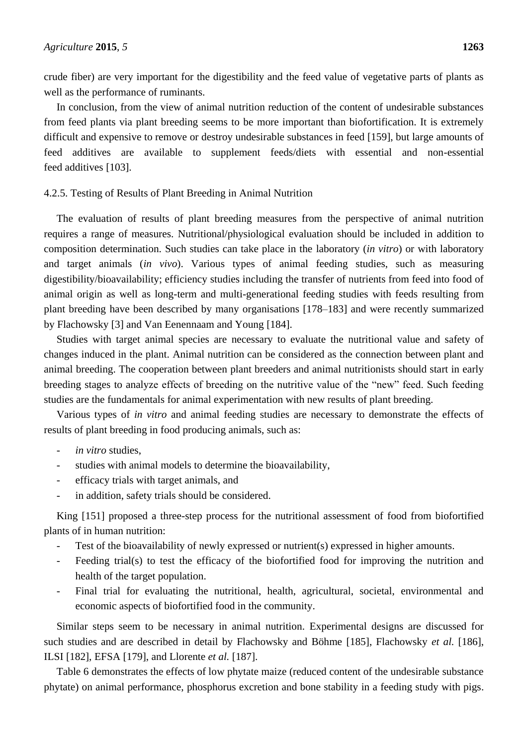crude fiber) are very important for the digestibility and the feed value of vegetative parts of plants as well as the performance of ruminants.

In conclusion, from the view of animal nutrition reduction of the content of undesirable substances from feed plants via plant breeding seems to be more important than biofortification. It is extremely difficult and expensive to remove or destroy undesirable substances in feed [159], but large amounts of feed additives are available to supplement feeds/diets with essential and non-essential feed additives [103].

#### 4.2.5. Testing of Results of Plant Breeding in Animal Nutrition

The evaluation of results of plant breeding measures from the perspective of animal nutrition requires a range of measures. Nutritional/physiological evaluation should be included in addition to composition determination. Such studies can take place in the laboratory (*in vitro*) or with laboratory and target animals (*in vivo*). Various types of animal feeding studies, such as measuring digestibility/bioavailability; efficiency studies including the transfer of nutrients from feed into food of animal origin as well as long-term and multi-generational feeding studies with feeds resulting from plant breeding have been described by many organisations [178–183] and were recently summarized by Flachowsky [3] and Van Eenennaam and Young [184].

Studies with target animal species are necessary to evaluate the nutritional value and safety of changes induced in the plant. Animal nutrition can be considered as the connection between plant and animal breeding. The cooperation between plant breeders and animal nutritionists should start in early breeding stages to analyze effects of breeding on the nutritive value of the "new" feed. Such feeding studies are the fundamentals for animal experimentation with new results of plant breeding.

Various types of *in vitro* and animal feeding studies are necessary to demonstrate the effects of results of plant breeding in food producing animals, such as:

- *in vitro* studies,
- studies with animal models to determine the bioavailability,
- efficacy trials with target animals, and
- in addition, safety trials should be considered.

King [151] proposed a three-step process for the nutritional assessment of food from biofortified plants of in human nutrition:

- Test of the bioavailability of newly expressed or nutrient(s) expressed in higher amounts.
- Feeding trial(s) to test the efficacy of the biofortified food for improving the nutrition and health of the target population.
- Final trial for evaluating the nutritional, health, agricultural, societal, environmental and economic aspects of biofortified food in the community.

Similar steps seem to be necessary in animal nutrition. Experimental designs are discussed for such studies and are described in detail by Flachowsky and Böhme [185], Flachowsky *et al.* [186], ILSI [182], EFSA [179], and Llorente *et al.* [187].

Table 6 demonstrates the effects of low phytate maize (reduced content of the undesirable substance phytate) on animal performance, phosphorus excretion and bone stability in a feeding study with pigs.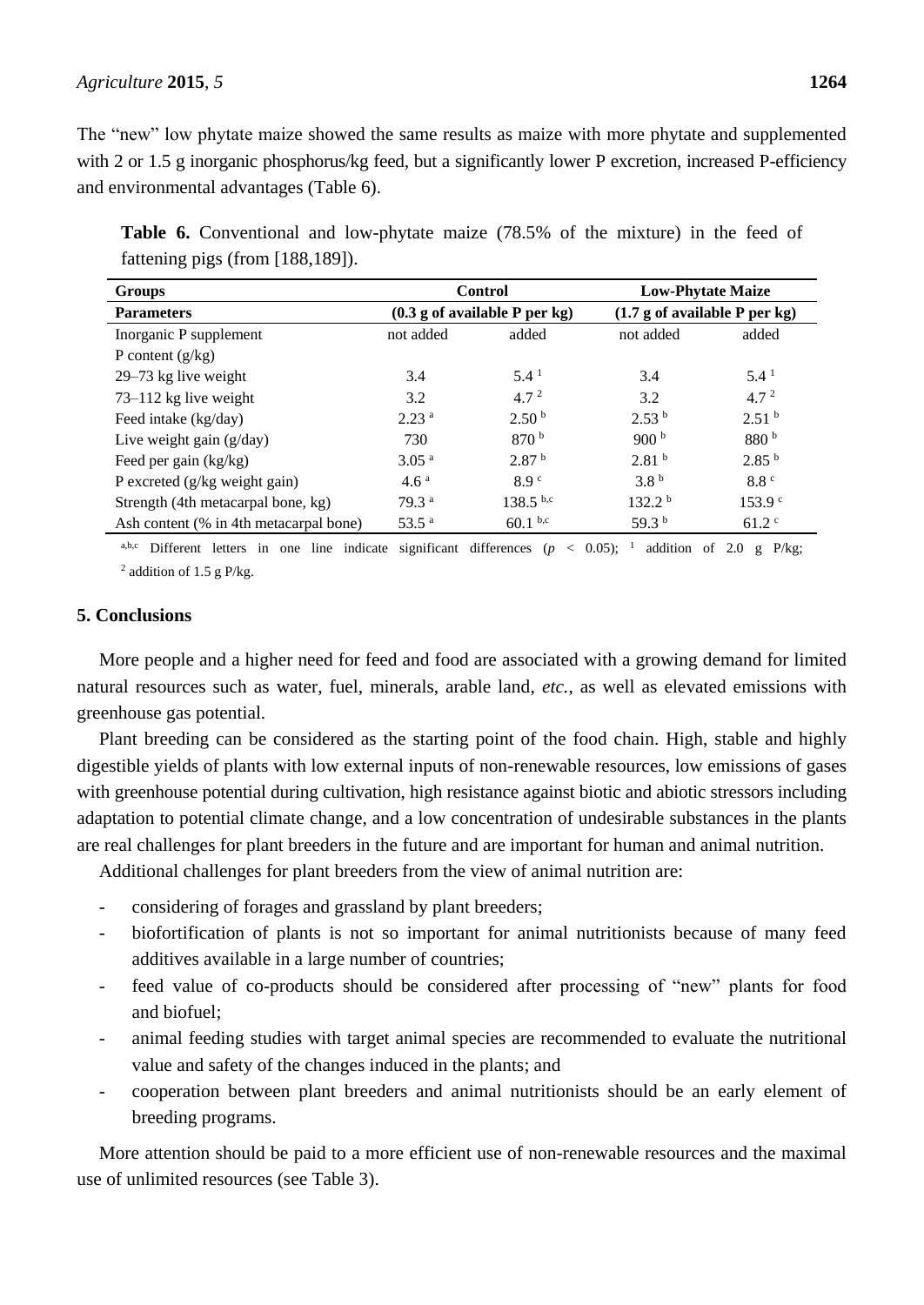The "new" low phytate maize showed the same results as maize with more phytate and supplemented with 2 or 1.5 g inorganic phosphorus/kg feed, but a significantly lower P excretion, increased P-efficiency and environmental advantages (Table 6).

**Table 6.** Conventional and low-phytate maize (78.5% of the mixture) in the feed of fattening pigs (from [188,189]).

| Groups | Control | | Low-Phytate Maize | |
|---|---|---|---|---|
| **Parameters** | **(0.3 g of available P per kg)** | | **(1.7 g of available P per kg)** | |
| Inorganic P supplement | not added | added | not added | added |
| P content (g/kg) | | | | |
| 29–73 kg live weight | 3.4 | 5.4 [1] | 3.4 | 5.4 [1] |
| 73–112 kg live weight | 3.2 | 4.7 [2] | 3.2 | 4.7 [2] |
| Feed intake (kg/day) | 2.23 [a] | 2.50 [b] | 2.53 [b] | 2.51 [b] |
| Live weight gain (g/day) | 730 | 870 [b] | 900 [b] | 880 [b] |
| Feed per gain (kg/kg) | 3.05 [a] | 2.87 [b] | 2.81 [b] | 2.85 [b] |
| P excreted (g/kg weight gain) | 4.6 [a] | 8.9 [c] | 3.8 [b] | 8.8 [c] |
| Strength (4th metacarpal bone, kg) | 79.3 [a] | 138.5 [b,c] | 132.2 [b] | 153.9 [c] |
| Ash content (% in 4th metacarpal bone) | 53.5 [a] | 60.1 [b,c] | 59.3 [b] | 61.2 [c] |

[a,b,c] Different letters in one line indicate significant differences ($p < 0.05$); [1] addition of 2.0 g P/kg; [2] addition of 1.5 g P/kg.

## 5. Conclusions

More people and a higher need for feed and food are associated with a growing demand for limited natural resources such as water, fuel, minerals, arable land, *etc.*, as well as elevated emissions with greenhouse gas potential.

Plant breeding can be considered as the starting point of the food chain. High, stable and highly digestible yields of plants with low external inputs of non-renewable resources, low emissions of gases with greenhouse potential during cultivation, high resistance against biotic and abiotic stressors including adaptation to potential climate change, and a low concentration of undesirable substances in the plants are real challenges for plant breeders in the future and are important for human and animal nutrition.

Additional challenges for plant breeders from the view of animal nutrition are:

- considering of forages and grassland by plant breeders;
- biofortification of plants is not so important for animal nutritionists because of many feed additives available in a large number of countries;
- feed value of co-products should be considered after processing of "new" plants for food and biofuel;
- animal feeding studies with target animal species are recommended to evaluate the nutritional value and safety of the changes induced in the plants; and
- cooperation between plant breeders and animal nutritionists should be an early element of breeding programs.

More attention should be paid to a more efficient use of non-renewable resources and the maximal use of unlimited resources (see Table 3).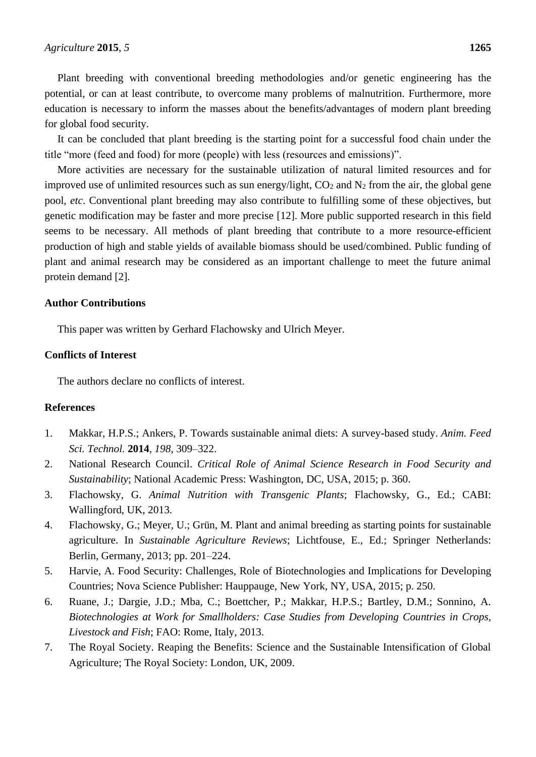Plant breeding with conventional breeding methodologies and/or genetic engineering has the potential, or can at least contribute, to overcome many problems of malnutrition. Furthermore, more education is necessary to inform the masses about the benefits/advantages of modern plant breeding for global food security.

It can be concluded that plant breeding is the starting point for a successful food chain under the title "more (feed and food) for more (people) with less (resources and emissions)".

More activities are necessary for the sustainable utilization of natural limited resources and for improved use of unlimited resources such as sun energy/light, $CO_2$ and $N_2$ from the air, the global gene pool, *etc*. Conventional plant breeding may also contribute to fulfilling some of these objectives, but genetic modification may be faster and more precise [12]. More public supported research in this field seems to be necessary. All methods of plant breeding that contribute to a more resource-efficient production of high and stable yields of available biomass should be used/combined. Public funding of plant and animal research may be considered as an important challenge to meet the future animal protein demand [2].

## Author Contributions

This paper was written by Gerhard Flachowsky and Ulrich Meyer.

## Conflicts of Interest

The authors declare no conflicts of interest.

## References

1. Makkar, H.P.S.; Ankers, P. Towards sustainable animal diets: A survey-based study. *Anim. Feed Sci. Technol.* **2014**, *198*, 309–322.
2. National Research Council. *Critical Role of Animal Science Research in Food Security and Sustainability*; National Academic Press: Washington, DC, USA, 2015; p. 360.
3. Flachowsky, G. *Animal Nutrition with Transgenic Plants*; Flachowsky, G., Ed.; CABI: Wallingford, UK, 2013.
4. Flachowsky, G.; Meyer, U.; Grün, M. Plant and animal breeding as starting points for sustainable agriculture. In *Sustainable Agriculture Reviews*; Lichtfouse, E., Ed.; Springer Netherlands: Berlin, Germany, 2013; pp. 201–224.
5. Harvie, A. Food Security: Challenges, Role of Biotechnologies and Implications for Developing Countries; Nova Science Publisher: Hauppauge, New York, NY, USA, 2015; p. 250.
6. Ruane, J.; Dargie, J.D.; Mba, C.; Boettcher, P.; Makkar, H.P.S.; Bartley, D.M.; Sonnino, A. *Biotechnologies at Work for Smallholders: Case Studies from Developing Countries in Crops, Livestock and Fish*; FAO: Rome, Italy, 2013.
7. The Royal Society. Reaping the Benefits: Science and the Sustainable Intensification of Global Agriculture; The Royal Society: London, UK, 2009.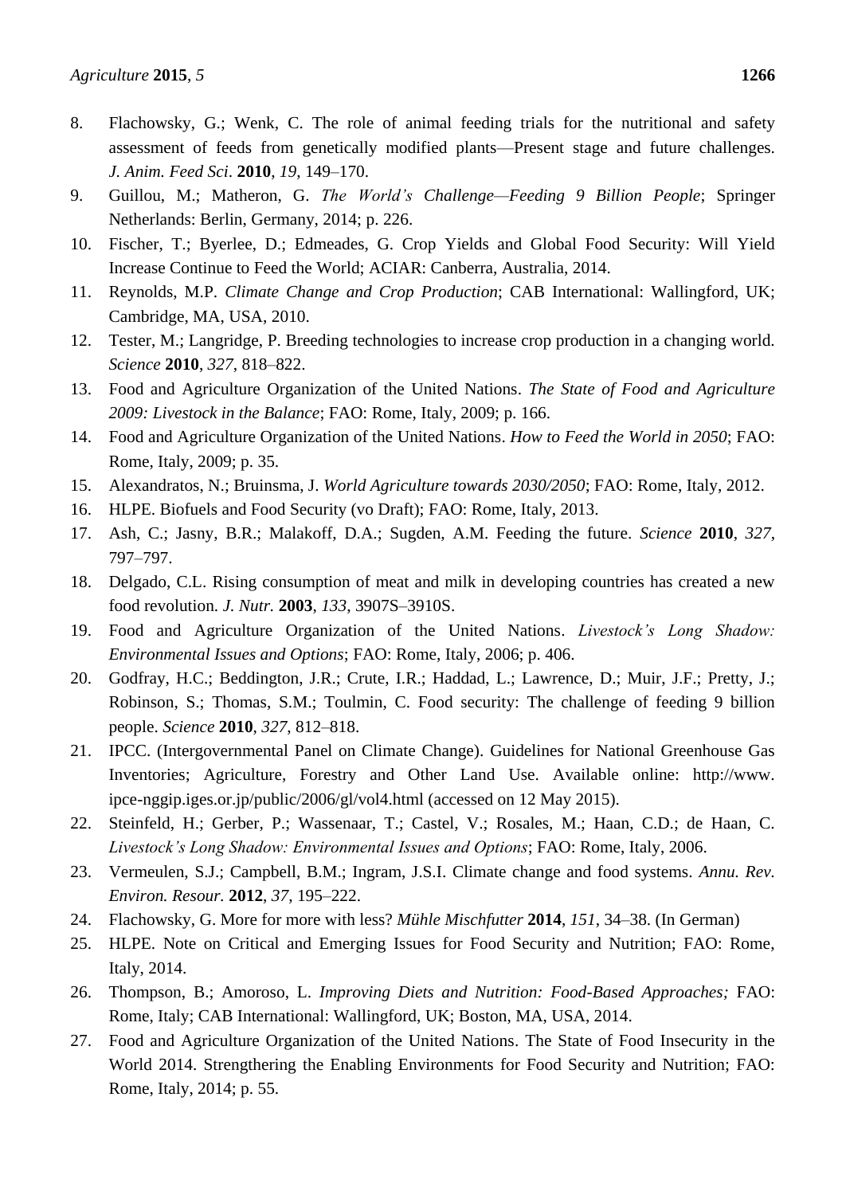8. Flachowsky, G.; Wenk, C. The role of animal feeding trials for the nutritional and safety assessment of feeds from genetically modified plants—Present stage and future challenges. *J. Anim. Feed Sci*. **2010**, *19*, 149–170.
9. Guillou, M.; Matheron, G. *The World's Challenge—Feeding 9 Billion People*; Springer Netherlands: Berlin, Germany, 2014; p. 226.
10. Fischer, T.; Byerlee, D.; Edmeades, G. Crop Yields and Global Food Security: Will Yield Increase Continue to Feed the World; ACIAR: Canberra, Australia, 2014.
11. Reynolds, M.P. *Climate Change and Crop Production*; CAB International: Wallingford, UK; Cambridge, MA, USA, 2010.
12. Tester, M.; Langridge, P. Breeding technologies to increase crop production in a changing world. *Science* **2010**, *327*, 818–822.
13. Food and Agriculture Organization of the United Nations. *The State of Food and Agriculture 2009: Livestock in the Balance*; FAO: Rome, Italy, 2009; p. 166.
14. Food and Agriculture Organization of the United Nations. *How to Feed the World in 2050*; FAO: Rome, Italy, 2009; p. 35.
15. Alexandratos, N.; Bruinsma, J. *World Agriculture towards 2030/2050*; FAO: Rome, Italy, 2012.
16. HLPE. Biofuels and Food Security (vo Draft); FAO: Rome, Italy, 2013.
17. Ash, C.; Jasny, B.R.; Malakoff, D.A.; Sugden, A.M. Feeding the future. *Science* **2010**, *327*, 797–797.
18. Delgado, C.L. Rising consumption of meat and milk in developing countries has created a new food revolution. *J. Nutr.* **2003**, *133*, 3907S–3910S.
19. Food and Agriculture Organization of the United Nations. *Livestock's Long Shadow: Environmental Issues and Options*; FAO: Rome, Italy, 2006; p. 406.
20. Godfray, H.C.; Beddington, J.R.; Crute, I.R.; Haddad, L.; Lawrence, D.; Muir, J.F.; Pretty, J.; Robinson, S.; Thomas, S.M.; Toulmin, C. Food security: The challenge of feeding 9 billion people. *Science* **2010**, *327*, 812–818.
21. IPCC. (Intergovernmental Panel on Climate Change). Guidelines for National Greenhouse Gas Inventories; Agriculture, Forestry and Other Land Use. Available online: http://www.ipcc-nggip.iges.or.jp/public/2006/gl/vol4.html (accessed on 12 May 2015).
22. Steinfeld, H.; Gerber, P.; Wassenaar, T.; Castel, V.; Rosales, M.; Haan, C.D.; de Haan, C. *Livestock's Long Shadow: Environmental Issues and Options*; FAO: Rome, Italy, 2006.
23. Vermeulen, S.J.; Campbell, B.M.; Ingram, J.S.I. Climate change and food systems. *Annu. Rev. Environ. Resour.* **2012**, *37*, 195–222.
24. Flachowsky, G. More for more with less? *Mühle Mischfutter* **2014**, *151*, 34–38. (In German)
25. HLPE. Note on Critical and Emerging Issues for Food Security and Nutrition; FAO: Rome, Italy, 2014.
26. Thompson, B.; Amoroso, L. *Improving Diets and Nutrition: Food-Based Approaches;* FAO: Rome, Italy; CAB International: Wallingford, UK; Boston, MA, USA, 2014.
27. Food and Agriculture Organization of the United Nations. The State of Food Insecurity in the World 2014. Strengthering the Enabling Environments for Food Security and Nutrition; FAO: Rome, Italy, 2014; p. 55.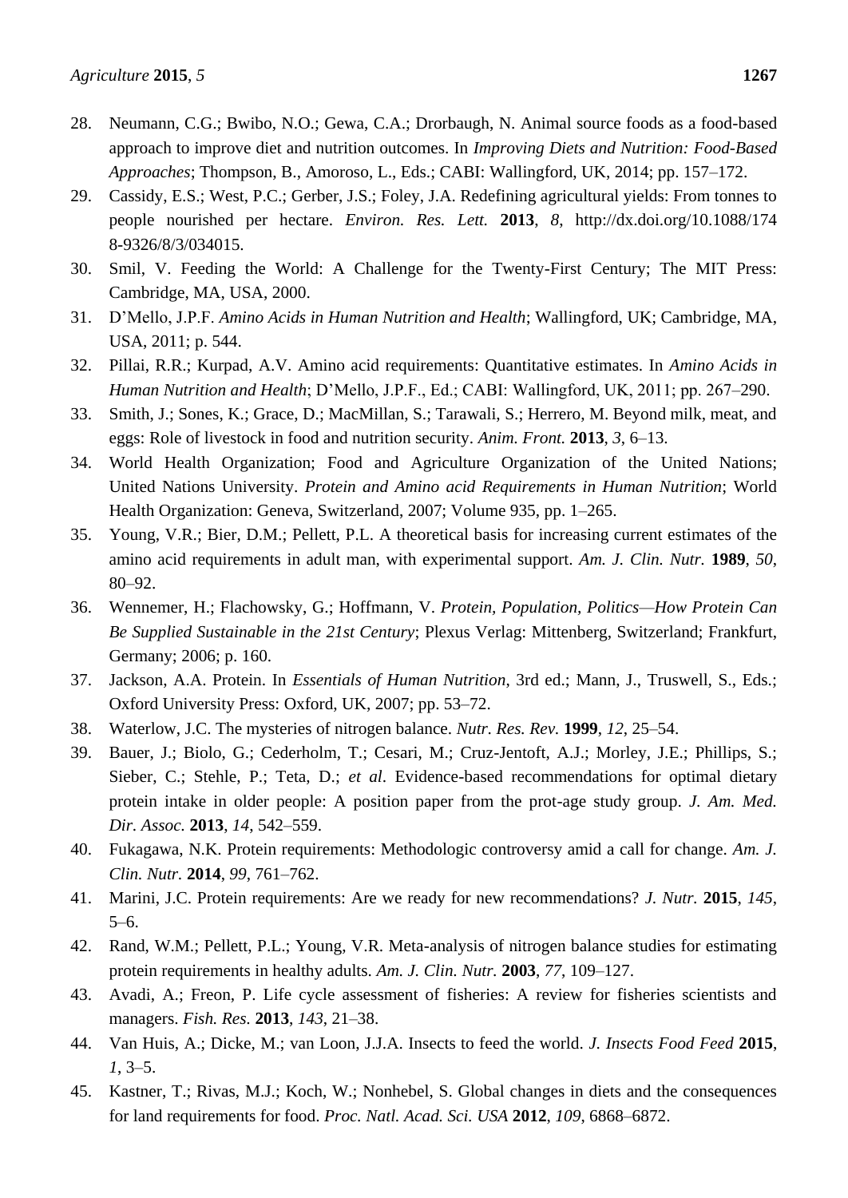28. Neumann, C.G.; Bwibo, N.O.; Gewa, C.A.; Drorbaugh, N. Animal source foods as a food-based approach to improve diet and nutrition outcomes. In *Improving Diets and Nutrition: Food-Based Approaches*; Thompson, B., Amoroso, L., Eds.; CABI: Wallingford, UK, 2014; pp. 157–172.
29. Cassidy, E.S.; West, P.C.; Gerber, J.S.; Foley, J.A. Redefining agricultural yields: From tonnes to people nourished per hectare. *Environ. Res. Lett.* **2013**, *8*, http://dx.doi.org/10.1088/1748-9326/8/3/034015.
30. Smil, V. Feeding the World: A Challenge for the Twenty-First Century; The MIT Press: Cambridge, MA, USA, 2000.
31. D'Mello, J.P.F. *Amino Acids in Human Nutrition and Health*; Wallingford, UK; Cambridge, MA, USA, 2011; p. 544.
32. Pillai, R.R.; Kurpad, A.V. Amino acid requirements: Quantitative estimates. In *Amino Acids in Human Nutrition and Health*; D'Mello, J.P.F., Ed.; CABI: Wallingford, UK, 2011; pp. 267–290.
33. Smith, J.; Sones, K.; Grace, D.; MacMillan, S.; Tarawali, S.; Herrero, M. Beyond milk, meat, and eggs: Role of livestock in food and nutrition security. *Anim. Front.* **2013**, *3*, 6–13.
34. World Health Organization; Food and Agriculture Organization of the United Nations; United Nations University. *Protein and Amino acid Requirements in Human Nutrition*; World Health Organization: Geneva, Switzerland, 2007; Volume 935, pp. 1–265.
35. Young, V.R.; Bier, D.M.; Pellett, P.L. A theoretical basis for increasing current estimates of the amino acid requirements in adult man, with experimental support. *Am. J. Clin. Nutr.* **1989**, *50*, 80–92.
36. Wennemer, H.; Flachowsky, G.; Hoffmann, V. *Protein, Population, Politics—How Protein Can Be Supplied Sustainable in the 21st Century*; Plexus Verlag: Mittenberg, Switzerland; Frankfurt, Germany; 2006; p. 160.
37. Jackson, A.A. Protein. In *Essentials of Human Nutrition*, 3rd ed.; Mann, J., Truswell, S., Eds.; Oxford University Press: Oxford, UK, 2007; pp. 53–72.
38. Waterlow, J.C. The mysteries of nitrogen balance. *Nutr. Res. Rev.* **1999**, *12*, 25–54.
39. Bauer, J.; Biolo, G.; Cederholm, T.; Cesari, M.; Cruz-Jentoft, A.J.; Morley, J.E.; Phillips, S.; Sieber, C.; Stehle, P.; Teta, D.; *et al*. Evidence-based recommendations for optimal dietary protein intake in older people: A position paper from the prot-age study group. *J. Am. Med. Dir. Assoc.* **2013**, *14*, 542–559.
40. Fukagawa, N.K. Protein requirements: Methodologic controversy amid a call for change. *Am. J. Clin. Nutr.* **2014**, *99*, 761–762.
41. Marini, J.C. Protein requirements: Are we ready for new recommendations? *J. Nutr.* **2015**, *145*, 5–6.
42. Rand, W.M.; Pellett, P.L.; Young, V.R. Meta-analysis of nitrogen balance studies for estimating protein requirements in healthy adults. *Am. J. Clin. Nutr.* **2003**, *77*, 109–127.
43. Avadi, A.; Freon, P. Life cycle assessment of fisheries: A review for fisheries scientists and managers. *Fish. Res.* **2013**, *143*, 21–38.
44. Van Huis, A.; Dicke, M.; van Loon, J.J.A. Insects to feed the world. *J. Insects Food Feed* **2015**, *1*, 3–5.
45. Kastner, T.; Rivas, M.J.; Koch, W.; Nonhebel, S. Global changes in diets and the consequences for land requirements for food. *Proc. Natl. Acad. Sci. USA* **2012**, *109*, 6868–6872.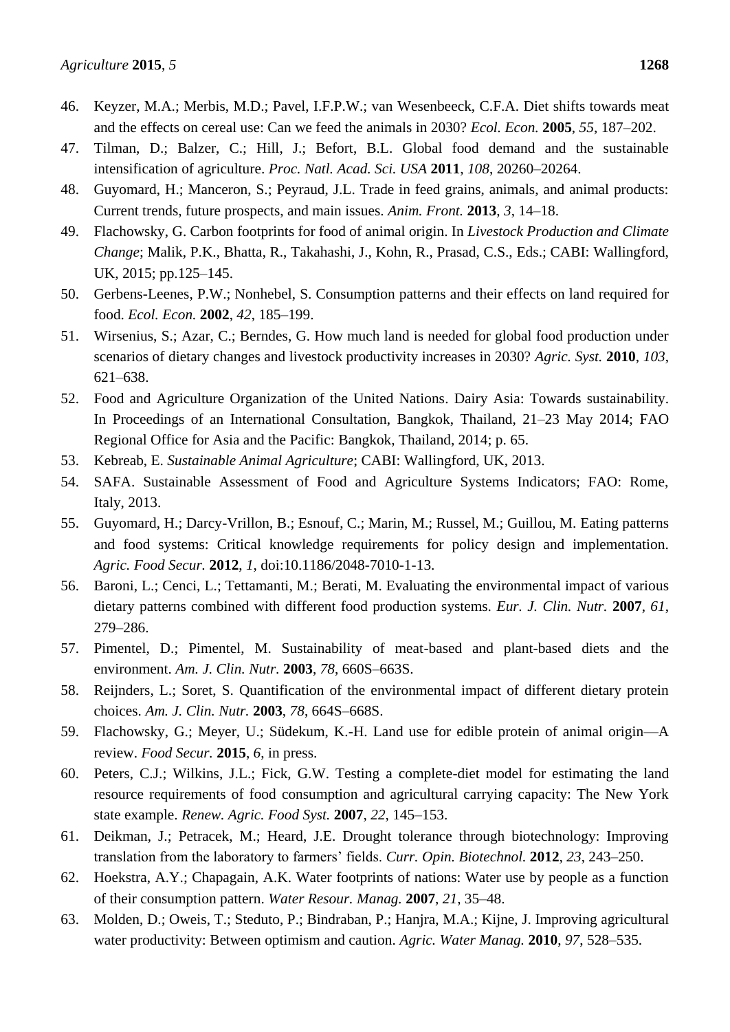46. Keyzer, M.A.; Merbis, M.D.; Pavel, I.F.P.W.; van Wesenbeeck, C.F.A. Diet shifts towards meat and the effects on cereal use: Can we feed the animals in 2030? *Ecol. Econ.* **2005**, *55*, 187–202.
47. Tilman, D.; Balzer, C.; Hill, J.; Befort, B.L. Global food demand and the sustainable intensification of agriculture. *Proc. Natl. Acad. Sci. USA* **2011**, *108*, 20260–20264.
48. Guyomard, H.; Manceron, S.; Peyraud, J.L. Trade in feed grains, animals, and animal products: Current trends, future prospects, and main issues. *Anim. Front.* **2013**, *3*, 14–18.
49. Flachowsky, G. Carbon footprints for food of animal origin. In *Livestock Production and Climate Change*; Malik, P.K., Bhatta, R., Takahashi, J., Kohn, R., Prasad, C.S., Eds.; CABI: Wallingford, UK, 2015; pp.125–145.
50. Gerbens-Leenes, P.W.; Nonhebel, S. Consumption patterns and their effects on land required for food. *Ecol. Econ.* **2002**, *42*, 185–199.
51. Wirsenius, S.; Azar, C.; Berndes, G. How much land is needed for global food production under scenarios of dietary changes and livestock productivity increases in 2030? *Agric. Syst.* **2010**, *103*, 621–638.
52. Food and Agriculture Organization of the United Nations. Dairy Asia: Towards sustainability. In Proceedings of an International Consultation, Bangkok, Thailand, 21–23 May 2014; FAO Regional Office for Asia and the Pacific: Bangkok, Thailand, 2014; p. 65.
53. Kebreab, E. *Sustainable Animal Agriculture*; CABI: Wallingford, UK, 2013.
54. SAFA. Sustainable Assessment of Food and Agriculture Systems Indicators; FAO: Rome, Italy, 2013.
55. Guyomard, H.; Darcy-Vrillon, B.; Esnouf, C.; Marin, M.; Russel, M.; Guillou, M. Eating patterns and food systems: Critical knowledge requirements for policy design and implementation. *Agric. Food Secur.* **2012**, *1*, doi:10.1186/2048-7010-1-13.
56. Baroni, L.; Cenci, L.; Tettamanti, M.; Berati, M. Evaluating the environmental impact of various dietary patterns combined with different food production systems. *Eur. J. Clin. Nutr.* **2007**, *61*, 279–286.
57. Pimentel, D.; Pimentel, M. Sustainability of meat-based and plant-based diets and the environment. *Am. J. Clin. Nutr.* **2003**, *78*, 660S–663S.
58. Reijnders, L.; Soret, S. Quantification of the environmental impact of different dietary protein choices. *Am. J. Clin. Nutr.* **2003**, *78*, 664S–668S.
59. Flachowsky, G.; Meyer, U.; Südekum, K.-H. Land use for edible protein of animal origin—A review. *Food Secur.* **2015**, *6*, in press.
60. Peters, C.J.; Wilkins, J.L.; Fick, G.W. Testing a complete-diet model for estimating the land resource requirements of food consumption and agricultural carrying capacity: The New York state example. *Renew. Agric. Food Syst.* **2007**, *22*, 145–153.
61. Deikman, J.; Petracek, M.; Heard, J.E. Drought tolerance through biotechnology: Improving translation from the laboratory to farmers' fields. *Curr. Opin. Biotechnol.* **2012**, *23*, 243–250.
62. Hoekstra, A.Y.; Chapagain, A.K. Water footprints of nations: Water use by people as a function of their consumption pattern. *Water Resour. Manag.* **2007**, *21*, 35–48.
63. Molden, D.; Oweis, T.; Steduto, P.; Bindraban, P.; Hanjra, M.A.; Kijne, J. Improving agricultural water productivity: Between optimism and caution. *Agric. Water Manag.* **2010**, *97*, 528–535.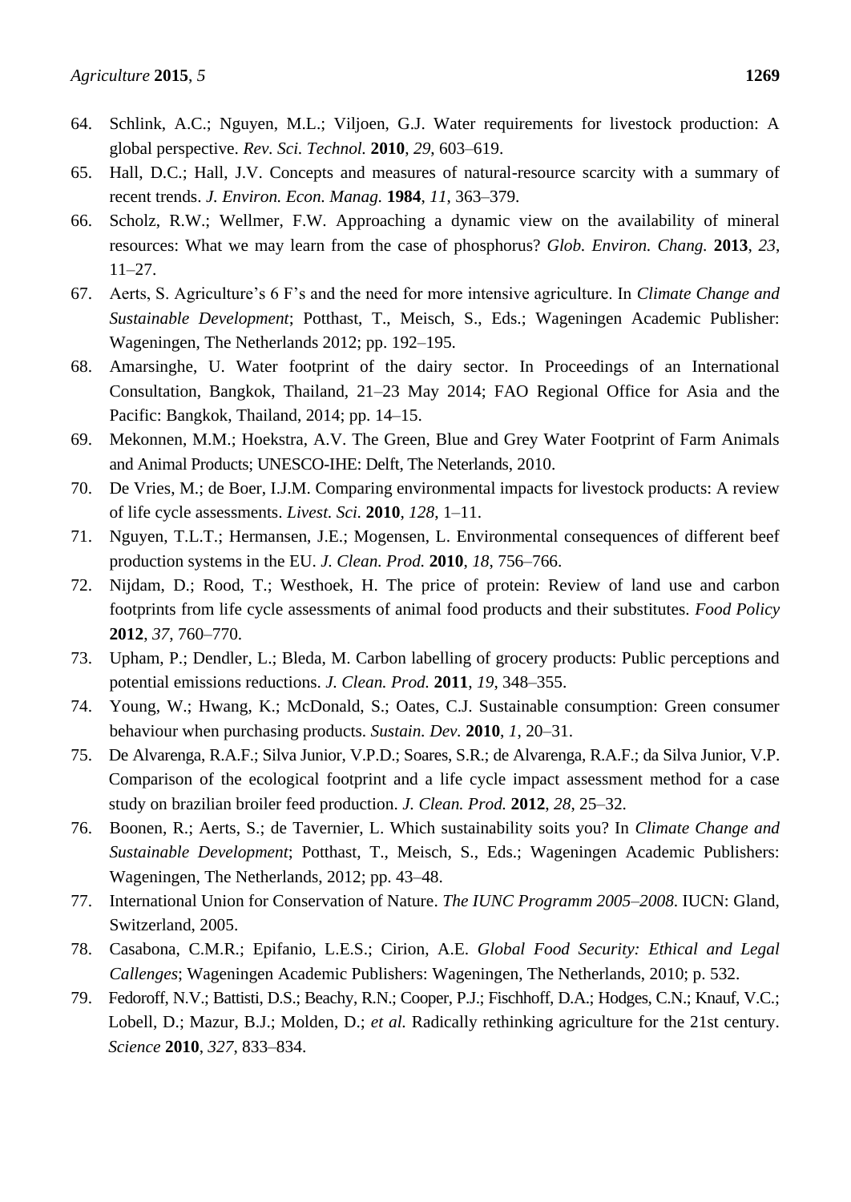64. Schlink, A.C.; Nguyen, M.L.; Viljoen, G.J. Water requirements for livestock production: A global perspective. *Rev. Sci. Technol.* **2010**, *29*, 603–619.
65. Hall, D.C.; Hall, J.V. Concepts and measures of natural-resource scarcity with a summary of recent trends. *J. Environ. Econ. Manag.* **1984**, *11*, 363–379.
66. Scholz, R.W.; Wellmer, F.W. Approaching a dynamic view on the availability of mineral resources: What we may learn from the case of phosphorus? *Glob. Environ. Chang.* **2013**, *23*, 11–27.
67. Aerts, S. Agriculture's 6 F's and the need for more intensive agriculture. In *Climate Change and Sustainable Development*; Potthast, T., Meisch, S., Eds.; Wageningen Academic Publisher: Wageningen, The Netherlands 2012; pp. 192–195.
68. Amarsinghe, U. Water footprint of the dairy sector. In Proceedings of an International Consultation, Bangkok, Thailand, 21–23 May 2014; FAO Regional Office for Asia and the Pacific: Bangkok, Thailand, 2014; pp. 14–15.
69. Mekonnen, M.M.; Hoekstra, A.V. The Green, Blue and Grey Water Footprint of Farm Animals and Animal Products; UNESCO-IHE: Delft, The Neterlands, 2010.
70. De Vries, M.; de Boer, I.J.M. Comparing environmental impacts for livestock products: A review of life cycle assessments. *Livest. Sci.* **2010**, *128*, 1–11.
71. Nguyen, T.L.T.; Hermansen, J.E.; Mogensen, L. Environmental consequences of different beef production systems in the EU. *J. Clean. Prod.* **2010**, *18*, 756–766.
72. Nijdam, D.; Rood, T.; Westhoek, H. The price of protein: Review of land use and carbon footprints from life cycle assessments of animal food products and their substitutes. *Food Policy* **2012**, *37*, 760–770.
73. Upham, P.; Dendler, L.; Bleda, M. Carbon labelling of grocery products: Public perceptions and potential emissions reductions. *J. Clean. Prod.* **2011**, *19*, 348–355.
74. Young, W.; Hwang, K.; McDonald, S.; Oates, C.J. Sustainable consumption: Green consumer behaviour when purchasing products. *Sustain. Dev.* **2010**, *1*, 20–31.
75. De Alvarenga, R.A.F.; Silva Junior, V.P.D.; Soares, S.R.; de Alvarenga, R.A.F.; da Silva Junior, V.P. Comparison of the ecological footprint and a life cycle impact assessment method for a case study on brazilian broiler feed production. *J. Clean. Prod.* **2012**, *28*, 25–32.
76. Boonen, R.; Aerts, S.; de Tavernier, L. Which sustainability soits you? In *Climate Change and Sustainable Development*; Potthast, T., Meisch, S., Eds.; Wageningen Academic Publishers: Wageningen, The Netherlands, 2012; pp. 43–48.
77. International Union for Conservation of Nature. *The IUNC Programm 2005–2008*. IUCN: Gland, Switzerland, 2005.
78. Casabona, C.M.R.; Epifanio, L.E.S.; Cirion, A.E. *Global Food Security: Ethical and Legal Callenges*; Wageningen Academic Publishers: Wageningen, The Netherlands, 2010; p. 532.
79. Fedoroff, N.V.; Battisti, D.S.; Beachy, R.N.; Cooper, P.J.; Fischhoff, D.A.; Hodges, C.N.; Knauf, V.C.; Lobell, D.; Mazur, B.J.; Molden, D.; *et al.* Radically rethinking agriculture for the 21st century. *Science* **2010**, *327*, 833–834.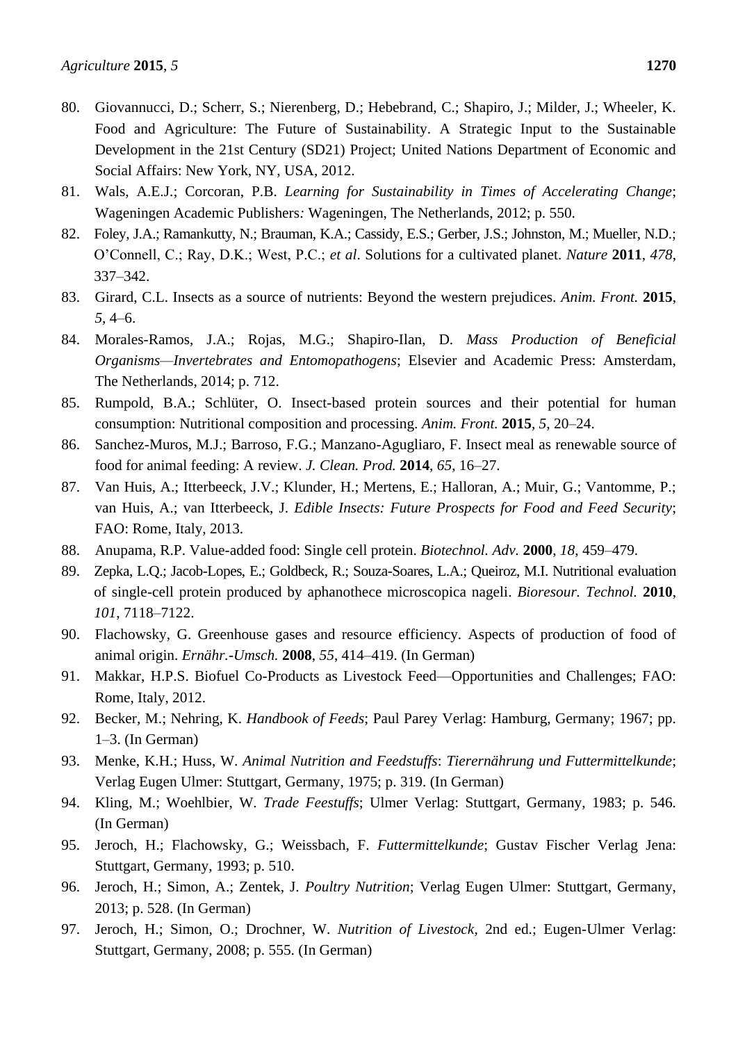80. Giovannucci, D.; Scherr, S.; Nierenberg, D.; Hebebrand, C.; Shapiro, J.; Milder, J.; Wheeler, K. Food and Agriculture: The Future of Sustainability. A Strategic Input to the Sustainable Development in the 21st Century (SD21) Project; United Nations Department of Economic and Social Affairs: New York, NY, USA, 2012.
81. Wals, A.E.J.; Corcoran, P.B. *Learning for Sustainability in Times of Accelerating Change*; Wageningen Academic Publishers*:* Wageningen, The Netherlands, 2012; p. 550.
82. Foley, J.A.; Ramankutty, N.; Brauman, K.A.; Cassidy, E.S.; Gerber, J.S.; Johnston, M.; Mueller, N.D.; O'Connell, C.; Ray, D.K.; West, P.C.; *et al*. Solutions for a cultivated planet. *Nature* **2011**, *478*, 337–342.
83. Girard, C.L. Insects as a source of nutrients: Beyond the western prejudices. *Anim. Front.* **2015**, *5*, 4–6.
84. Morales-Ramos, J.A.; Rojas, M.G.; Shapiro-Ilan, D. *Mass Production of Beneficial Organisms—Invertebrates and Entomopathogens*; Elsevier and Academic Press: Amsterdam, The Netherlands, 2014; p. 712.
85. Rumpold, B.A.; Schlüter, O. Insect-based protein sources and their potential for human consumption: Nutritional composition and processing. *Anim. Front.* **2015**, *5*, 20–24.
86. Sanchez-Muros, M.J.; Barroso, F.G.; Manzano-Agugliaro, F. Insect meal as renewable source of food for animal feeding: A review. *J. Clean. Prod.* **2014**, *65*, 16–27.
87. Van Huis, A.; Itterbeeck, J.V.; Klunder, H.; Mertens, E.; Halloran, A.; Muir, G.; Vantomme, P.; van Huis, A.; van Itterbeeck, J. *Edible Insects: Future Prospects for Food and Feed Security*; FAO: Rome, Italy, 2013.
88. Anupama, R.P. Value-added food: Single cell protein. *Biotechnol. Adv.* **2000**, *18*, 459–479.
89. Zepka, L.Q.; Jacob-Lopes, E.; Goldbeck, R.; Souza-Soares, L.A.; Queiroz, M.I. Nutritional evaluation of single-cell protein produced by aphanothece microscopica nageli. *Bioresour. Technol.* **2010**, *101*, 7118–7122.
90. Flachowsky, G. Greenhouse gases and resource efficiency. Aspects of production of food of animal origin. *Ernähr.-Umsch.* **2008**, *55*, 414–419. (In German)
91. Makkar, H.P.S. Biofuel Co-Products as Livestock Feed—Opportunities and Challenges; FAO: Rome, Italy, 2012.
92. Becker, M.; Nehring, K. *Handbook of Feeds*; Paul Parey Verlag: Hamburg, Germany; 1967; pp. 1–3. (In German)
93. Menke, K.H.; Huss, W. *Animal Nutrition and Feedstuffs*: *Tierernährung und Futtermittelkunde*; Verlag Eugen Ulmer: Stuttgart, Germany, 1975; p. 319. (In German)
94. Kling, M.; Woehlbier, W. *Trade Feestuffs*; Ulmer Verlag: Stuttgart, Germany, 1983; p. 546. (In German)
95. Jeroch, H.; Flachowsky, G.; Weissbach, F. *Futtermittelkunde*; Gustav Fischer Verlag Jena: Stuttgart, Germany, 1993; p. 510.
96. Jeroch, H.; Simon, A.; Zentek, J. *Poultry Nutrition*; Verlag Eugen Ulmer: Stuttgart, Germany, 2013; p. 528. (In German)
97. Jeroch, H.; Simon, O.; Drochner, W. *Nutrition of Livestock*, 2nd ed.; Eugen-Ulmer Verlag: Stuttgart, Germany, 2008; p. 555. (In German)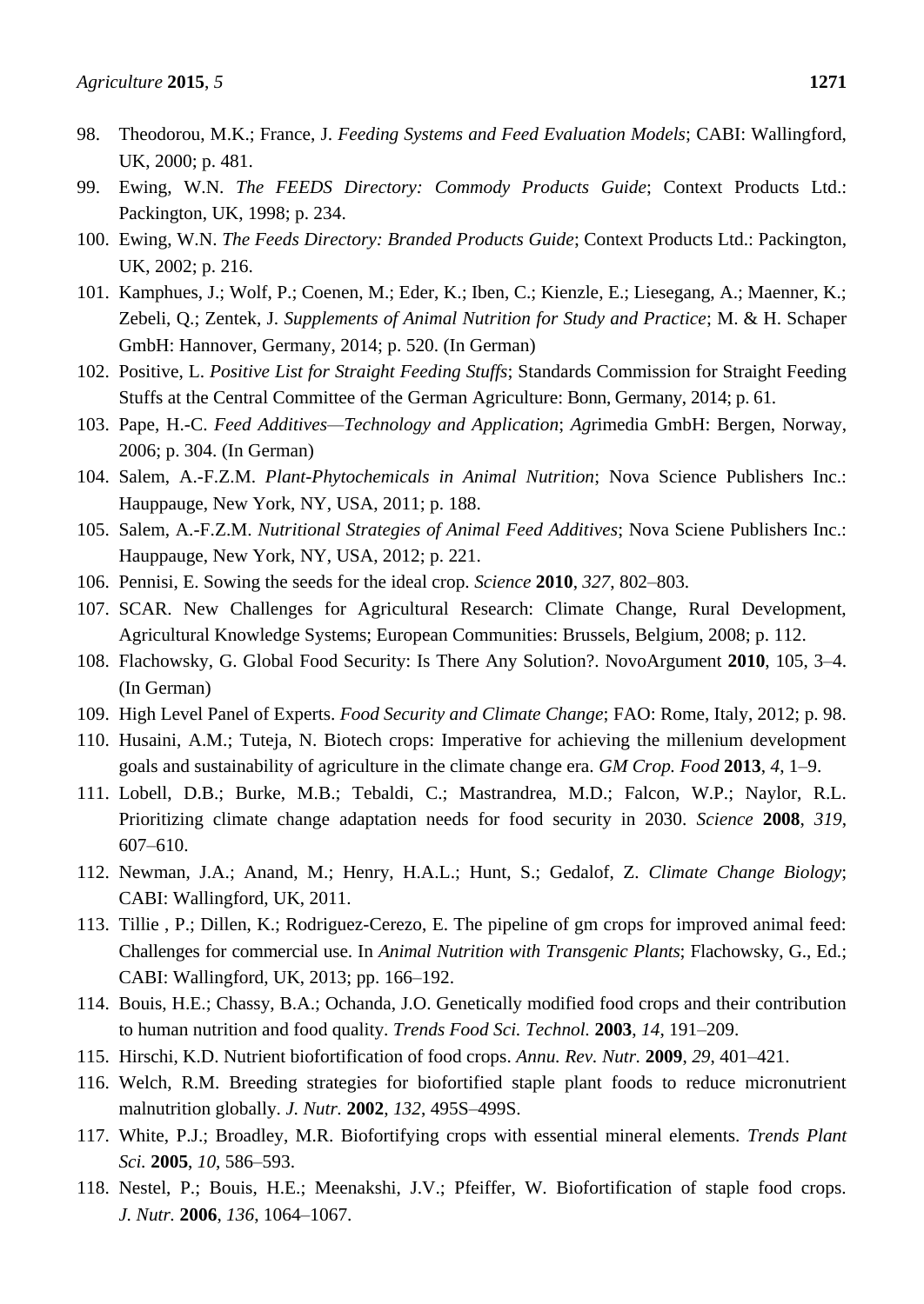98. Theodorou, M.K.; France, J. *Feeding Systems and Feed Evaluation Models*; CABI: Wallingford, UK, 2000; p. 481.
99. Ewing, W.N. *The FEEDS Directory: Commody Products Guide*; Context Products Ltd.: Packington, UK, 1998; p. 234.
100. Ewing, W.N. *The Feeds Directory: Branded Products Guide*; Context Products Ltd.: Packington, UK, 2002; p. 216.
101. Kamphues, J.; Wolf, P.; Coenen, M.; Eder, K.; Iben, C.; Kienzle, E.; Liesegang, A.; Maenner, K.; Zebeli, Q.; Zentek, J. *Supplements of Animal Nutrition for Study and Practice*; M. & H. Schaper GmbH: Hannover, Germany, 2014; p. 520. (In German)
102. Positive, L. *Positive List for Straight Feeding Stuffs*; Standards Commission for Straight Feeding Stuffs at the Central Committee of the German Agriculture: Bonn, Germany, 2014; p. 61.
103. Pape, H.-C. *Feed Additives—Technology and Application*; *Ag*rimedia GmbH: Bergen, Norway, 2006; p. 304. (In German)
104. Salem, A.-F.Z.M. *Plant-Phytochemicals in Animal Nutrition*; Nova Science Publishers Inc.: Hauppauge, New York, NY, USA, 2011; p. 188.
105. Salem, A.-F.Z.M. *Nutritional Strategies of Animal Feed Additives*; Nova Sciene Publishers Inc.: Hauppauge, New York, NY, USA, 2012; p. 221.
106. Pennisi, E. Sowing the seeds for the ideal crop. *Science* **2010**, *327*, 802–803.
107. SCAR. New Challenges for Agricultural Research: Climate Change, Rural Development, Agricultural Knowledge Systems; European Communities: Brussels, Belgium, 2008; p. 112.
108. Flachowsky, G. Global Food Security: Is There Any Solution?. NovoArgument **2010**, 105, 3–4. (In German)
109. High Level Panel of Experts. *Food Security and Climate Change*; FAO: Rome, Italy, 2012; p. 98.
110. Husaini, A.M.; Tuteja, N. Biotech crops: Imperative for achieving the millenium development goals and sustainability of agriculture in the climate change era. *GM Crop. Food* **2013**, *4*, 1–9.
111. Lobell, D.B.; Burke, M.B.; Tebaldi, C.; Mastrandrea, M.D.; Falcon, W.P.; Naylor, R.L. Prioritizing climate change adaptation needs for food security in 2030. *Science* **2008**, *319*, 607–610.
112. Newman, J.A.; Anand, M.; Henry, H.A.L.; Hunt, S.; Gedalof, Z. *Climate Change Biology*; CABI: Wallingford, UK, 2011.
113. Tillie , P.; Dillen, K.; Rodriguez-Cerezo, E. The pipeline of gm crops for improved animal feed: Challenges for commercial use. In *Animal Nutrition with Transgenic Plants*; Flachowsky, G., Ed.; CABI: Wallingford, UK, 2013; pp. 166–192.
114. Bouis, H.E.; Chassy, B.A.; Ochanda, J.O. Genetically modified food crops and their contribution to human nutrition and food quality. *Trends Food Sci. Technol.* **2003**, *14*, 191–209.
115. Hirschi, K.D. Nutrient biofortification of food crops. *Annu. Rev. Nutr.* **2009**, *29*, 401–421.
116. Welch, R.M. Breeding strategies for biofortified staple plant foods to reduce micronutrient malnutrition globally. *J. Nutr.* **2002**, *132*, 495S–499S.
117. White, P.J.; Broadley, M.R. Biofortifying crops with essential mineral elements. *Trends Plant Sci.* **2005**, *10*, 586–593.
118. Nestel, P.; Bouis, H.E.; Meenakshi, J.V.; Pfeiffer, W. Biofortification of staple food crops. *J. Nutr.* **2006**, *136*, 1064–1067.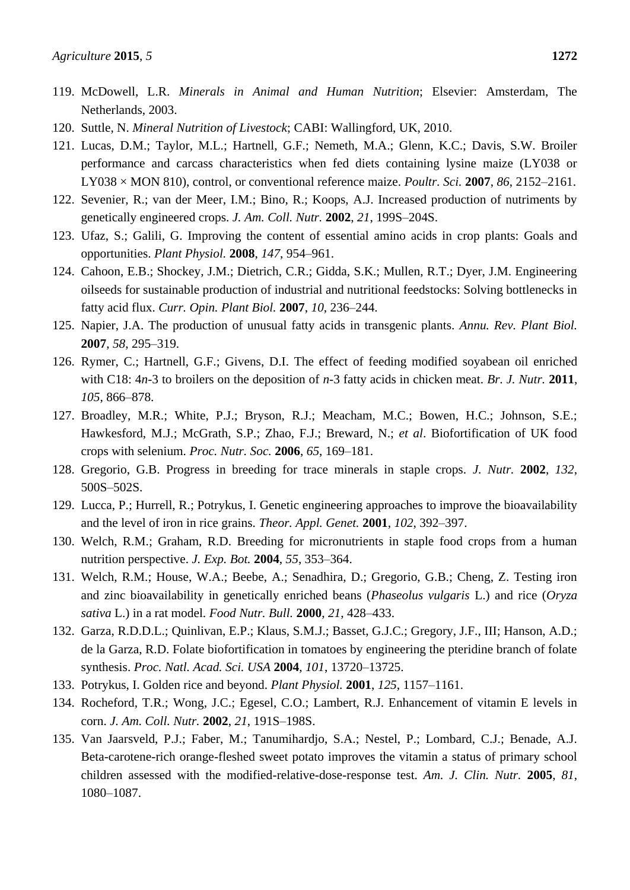119. McDowell, L.R. *Minerals in Animal and Human Nutrition*; Elsevier: Amsterdam, The Netherlands, 2003.
120. Suttle, N. *Mineral Nutrition of Livestock*; CABI: Wallingford, UK, 2010.
121. Lucas, D.M.; Taylor, M.L.; Hartnell, G.F.; Nemeth, M.A.; Glenn, K.C.; Davis, S.W. Broiler performance and carcass characteristics when fed diets containing lysine maize (LY038 or LY038 × MON 810), control, or conventional reference maize. *Poultr. Sci.* **2007**, *86*, 2152–2161.
122. Sevenier, R.; van der Meer, I.M.; Bino, R.; Koops, A.J. Increased production of nutriments by genetically engineered crops. *J. Am. Coll. Nutr.* **2002**, *21*, 199S–204S.
123. Ufaz, S.; Galili, G. Improving the content of essential amino acids in crop plants: Goals and opportunities. *Plant Physiol.* **2008**, *147*, 954–961.
124. Cahoon, E.B.; Shockey, J.M.; Dietrich, C.R.; Gidda, S.K.; Mullen, R.T.; Dyer, J.M. Engineering oilseeds for sustainable production of industrial and nutritional feedstocks: Solving bottlenecks in fatty acid flux. *Curr. Opin. Plant Biol.* **2007**, *10*, 236–244.
125. Napier, J.A. The production of unusual fatty acids in transgenic plants. *Annu. Rev. Plant Biol.* **2007**, *58*, 295–319.
126. Rymer, C.; Hartnell, G.F.; Givens, D.I. The effect of feeding modified soyabean oil enriched with C18: 4*n*-3 to broilers on the deposition of *n*-3 fatty acids in chicken meat. *Br. J. Nutr.* **2011**, *105*, 866–878.
127. Broadley, M.R.; White, P.J.; Bryson, R.J.; Meacham, M.C.; Bowen, H.C.; Johnson, S.E.; Hawkesford, M.J.; McGrath, S.P.; Zhao, F.J.; Breward, N.; *et al*. Biofortification of UK food crops with selenium. *Proc. Nutr. Soc.* **2006**, *65*, 169–181.
128. Gregorio, G.B. Progress in breeding for trace minerals in staple crops. *J. Nutr.* **2002**, *132*, 500S–502S.
129. Lucca, P.; Hurrell, R.; Potrykus, I. Genetic engineering approaches to improve the bioavailability and the level of iron in rice grains. *Theor. Appl. Genet.* **2001**, *102*, 392–397.
130. Welch, R.M.; Graham, R.D. Breeding for micronutrients in staple food crops from a human nutrition perspective. *J. Exp. Bot.* **2004**, *55*, 353–364.
131. Welch, R.M.; House, W.A.; Beebe, A.; Senadhira, D.; Gregorio, G.B.; Cheng, Z. Testing iron and zinc bioavailability in genetically enriched beans (*Phaseolus vulgaris* L.) and rice (*Oryza sativa* L.) in a rat model. *Food Nutr. Bull.* **2000**, *21*, 428–433.
132. Garza, R.D.D.L.; Quinlivan, E.P.; Klaus, S.M.J.; Basset, G.J.C.; Gregory, J.F., III; Hanson, A.D.; de la Garza, R.D. Folate biofortification in tomatoes by engineering the pteridine branch of folate synthesis. *Proc. Natl. Acad. Sci. USA* **2004**, *101*, 13720–13725.
133. Potrykus, I. Golden rice and beyond. *Plant Physiol.* **2001**, *125*, 1157–1161.
134. Rocheford, T.R.; Wong, J.C.; Egesel, C.O.; Lambert, R.J. Enhancement of vitamin E levels in corn. *J. Am. Coll. Nutr.* **2002**, *21*, 191S–198S.
135. Van Jaarsveld, P.J.; Faber, M.; Tanumihardjo, S.A.; Nestel, P.; Lombard, C.J.; Benade, A.J. Beta-carotene-rich orange-fleshed sweet potato improves the vitamin a status of primary school children assessed with the modified-relative-dose-response test. *Am. J. Clin. Nutr.* **2005**, *81*, 1080–1087.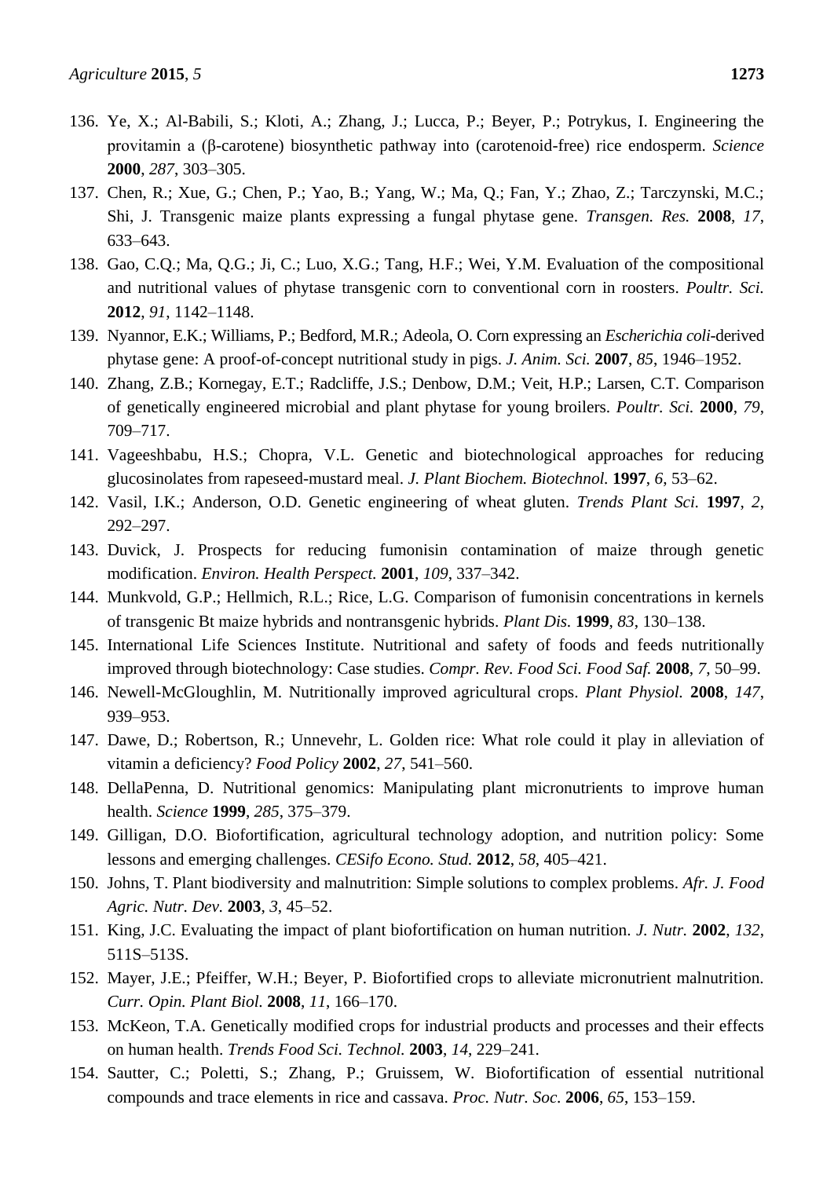136. Ye, X.; Al-Babili, S.; Kloti, A.; Zhang, J.; Lucca, P.; Beyer, P.; Potrykus, I. Engineering the provitamin a (β-carotene) biosynthetic pathway into (carotenoid-free) rice endosperm. *Science* **2000**, *287*, 303–305.
137. Chen, R.; Xue, G.; Chen, P.; Yao, B.; Yang, W.; Ma, Q.; Fan, Y.; Zhao, Z.; Tarczynski, M.C.; Shi, J. Transgenic maize plants expressing a fungal phytase gene. *Transgen. Res.* **2008**, *17*, 633–643.
138. Gao, C.Q.; Ma, Q.G.; Ji, C.; Luo, X.G.; Tang, H.F.; Wei, Y.M. Evaluation of the compositional and nutritional values of phytase transgenic corn to conventional corn in roosters. *Poultr. Sci.* **2012**, *91*, 1142–1148.
139. Nyannor, E.K.; Williams, P.; Bedford, M.R.; Adeola, O. Corn expressing an *Escherichia coli*-derived phytase gene: A proof-of-concept nutritional study in pigs. *J. Anim. Sci.* **2007**, *85*, 1946–1952.
140. Zhang, Z.B.; Kornegay, E.T.; Radcliffe, J.S.; Denbow, D.M.; Veit, H.P.; Larsen, C.T. Comparison of genetically engineered microbial and plant phytase for young broilers. *Poultr. Sci.* **2000**, *79*, 709–717.
141. Vageeshbabu, H.S.; Chopra, V.L. Genetic and biotechnological approaches for reducing glucosinolates from rapeseed-mustard meal. *J. Plant Biochem. Biotechnol.* **1997**, *6*, 53–62.
142. Vasil, I.K.; Anderson, O.D. Genetic engineering of wheat gluten. *Trends Plant Sci.* **1997**, *2*, 292–297.
143. Duvick, J. Prospects for reducing fumonisin contamination of maize through genetic modification. *Environ. Health Perspect.* **2001**, *109*, 337–342.
144. Munkvold, G.P.; Hellmich, R.L.; Rice, L.G. Comparison of fumonisin concentrations in kernels of transgenic Bt maize hybrids and nontransgenic hybrids. *Plant Dis.* **1999**, *83*, 130–138.
145. International Life Sciences Institute. Nutritional and safety of foods and feeds nutritionally improved through biotechnology: Case studies. *Compr. Rev. Food Sci. Food Saf.* **2008**, *7*, 50–99.
146. Newell-McGloughlin, M. Nutritionally improved agricultural crops. *Plant Physiol.* **2008**, *147*, 939–953.
147. Dawe, D.; Robertson, R.; Unnevehr, L. Golden rice: What role could it play in alleviation of vitamin a deficiency? *Food Policy* **2002**, *27*, 541–560.
148. DellaPenna, D. Nutritional genomics: Manipulating plant micronutrients to improve human health. *Science* **1999**, *285*, 375–379.
149. Gilligan, D.O. Biofortification, agricultural technology adoption, and nutrition policy: Some lessons and emerging challenges. *CESifo Econo. Stud.* **2012**, *58*, 405–421.
150. Johns, T. Plant biodiversity and malnutrition: Simple solutions to complex problems. *Afr. J. Food Agric. Nutr. Dev.* **2003**, *3*, 45–52.
151. King, J.C. Evaluating the impact of plant biofortification on human nutrition. *J. Nutr.* **2002**, *132*, 511S–513S.
152. Mayer, J.E.; Pfeiffer, W.H.; Beyer, P. Biofortified crops to alleviate micronutrient malnutrition. *Curr. Opin. Plant Biol.* **2008**, *11*, 166–170.
153. McKeon, T.A. Genetically modified crops for industrial products and processes and their effects on human health. *Trends Food Sci. Technol.* **2003**, *14*, 229–241.
154. Sautter, C.; Poletti, S.; Zhang, P.; Gruissem, W. Biofortification of essential nutritional compounds and trace elements in rice and cassava. *Proc. Nutr. Soc.* **2006**, *65*, 153–159.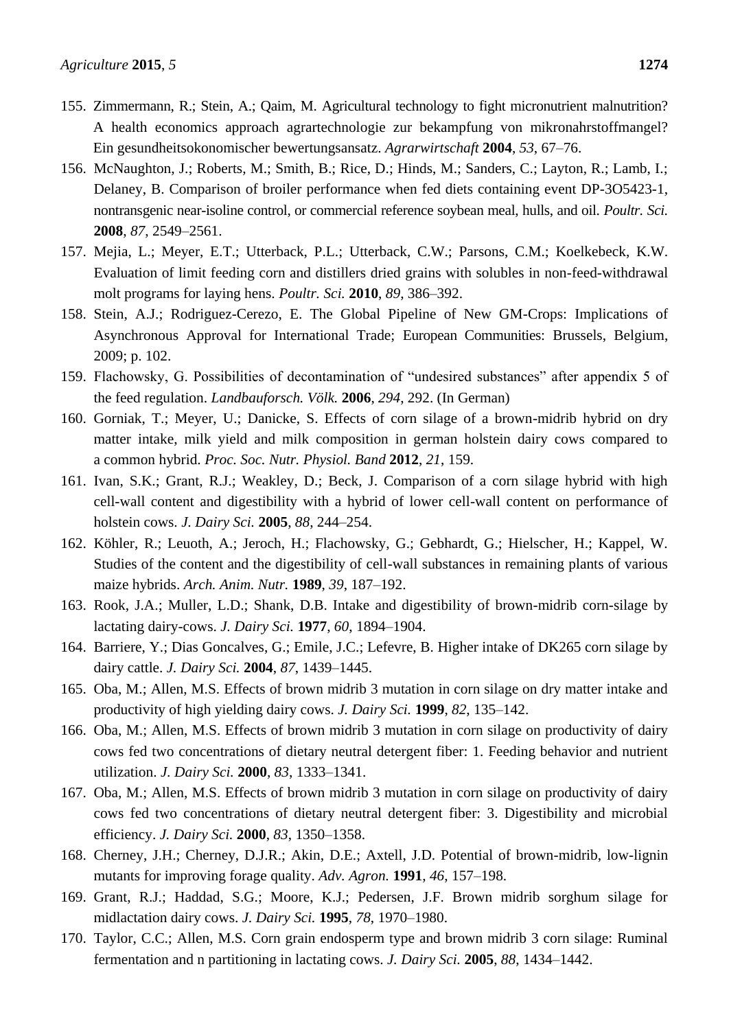155. Zimmermann, R.; Stein, A.; Qaim, M. Agricultural technology to fight micronutrient malnutrition? A health economics approach agrartechnologie zur bekampfung von mikronahrstoffmangel? Ein gesundheitsokonomischer bewertungsansatz. *Agrarwirtschaft* **2004**, *53*, 67–76.
156. McNaughton, J.; Roberts, M.; Smith, B.; Rice, D.; Hinds, M.; Sanders, C.; Layton, R.; Lamb, I.; Delaney, B. Comparison of broiler performance when fed diets containing event DP-3O5423-1, nontransgenic near-isoline control, or commercial reference soybean meal, hulls, and oil. *Poultr. Sci.* **2008**, *87*, 2549–2561.
157. Mejia, L.; Meyer, E.T.; Utterback, P.L.; Utterback, C.W.; Parsons, C.M.; Koelkebeck, K.W. Evaluation of limit feeding corn and distillers dried grains with solubles in non-feed-withdrawal molt programs for laying hens. *Poultr. Sci.* **2010**, *89*, 386–392.
158. Stein, A.J.; Rodriguez-Cerezo, E. The Global Pipeline of New GM-Crops: Implications of Asynchronous Approval for International Trade; European Communities: Brussels, Belgium, 2009; p. 102.
159. Flachowsky, G. Possibilities of decontamination of "undesired substances" after appendix 5 of the feed regulation. *Landbauforsch. Völk.* **2006**, *294*, 292. (In German)
160. Gorniak, T.; Meyer, U.; Danicke, S. Effects of corn silage of a brown-midrib hybrid on dry matter intake, milk yield and milk composition in german holstein dairy cows compared to a common hybrid. *Proc. Soc. Nutr. Physiol. Band* **2012**, *21*, 159.
161. Ivan, S.K.; Grant, R.J.; Weakley, D.; Beck, J. Comparison of a corn silage hybrid with high cell-wall content and digestibility with a hybrid of lower cell-wall content on performance of holstein cows. *J. Dairy Sci.* **2005**, *88*, 244–254.
162. Köhler, R.; Leuoth, A.; Jeroch, H.; Flachowsky, G.; Gebhardt, G.; Hielscher, H.; Kappel, W. Studies of the content and the digestibility of cell-wall substances in remaining plants of various maize hybrids. *Arch. Anim. Nutr.* **1989**, *39*, 187–192.
163. Rook, J.A.; Muller, L.D.; Shank, D.B. Intake and digestibility of brown-midrib corn-silage by lactating dairy-cows. *J. Dairy Sci.* **1977**, *60*, 1894–1904.
164. Barriere, Y.; Dias Goncalves, G.; Emile, J.C.; Lefevre, B. Higher intake of DK265 corn silage by dairy cattle. *J. Dairy Sci.* **2004**, *87*, 1439–1445.
165. Oba, M.; Allen, M.S. Effects of brown midrib 3 mutation in corn silage on dry matter intake and productivity of high yielding dairy cows. *J. Dairy Sci.* **1999**, *82*, 135–142.
166. Oba, M.; Allen, M.S. Effects of brown midrib 3 mutation in corn silage on productivity of dairy cows fed two concentrations of dietary neutral detergent fiber: 1. Feeding behavior and nutrient utilization. *J. Dairy Sci.* **2000**, *83*, 1333–1341.
167. Oba, M.; Allen, M.S. Effects of brown midrib 3 mutation in corn silage on productivity of dairy cows fed two concentrations of dietary neutral detergent fiber: 3. Digestibility and microbial efficiency. *J. Dairy Sci.* **2000**, *83*, 1350–1358.
168. Cherney, J.H.; Cherney, D.J.R.; Akin, D.E.; Axtell, J.D. Potential of brown-midrib, low-lignin mutants for improving forage quality. *Adv. Agron.* **1991**, *46*, 157–198.
169. Grant, R.J.; Haddad, S.G.; Moore, K.J.; Pedersen, J.F. Brown midrib sorghum silage for midlactation dairy cows. *J. Dairy Sci.* **1995**, *78*, 1970–1980.
170. Taylor, C.C.; Allen, M.S. Corn grain endosperm type and brown midrib 3 corn silage: Ruminal fermentation and n partitioning in lactating cows. *J. Dairy Sci.* **2005**, *88*, 1434–1442.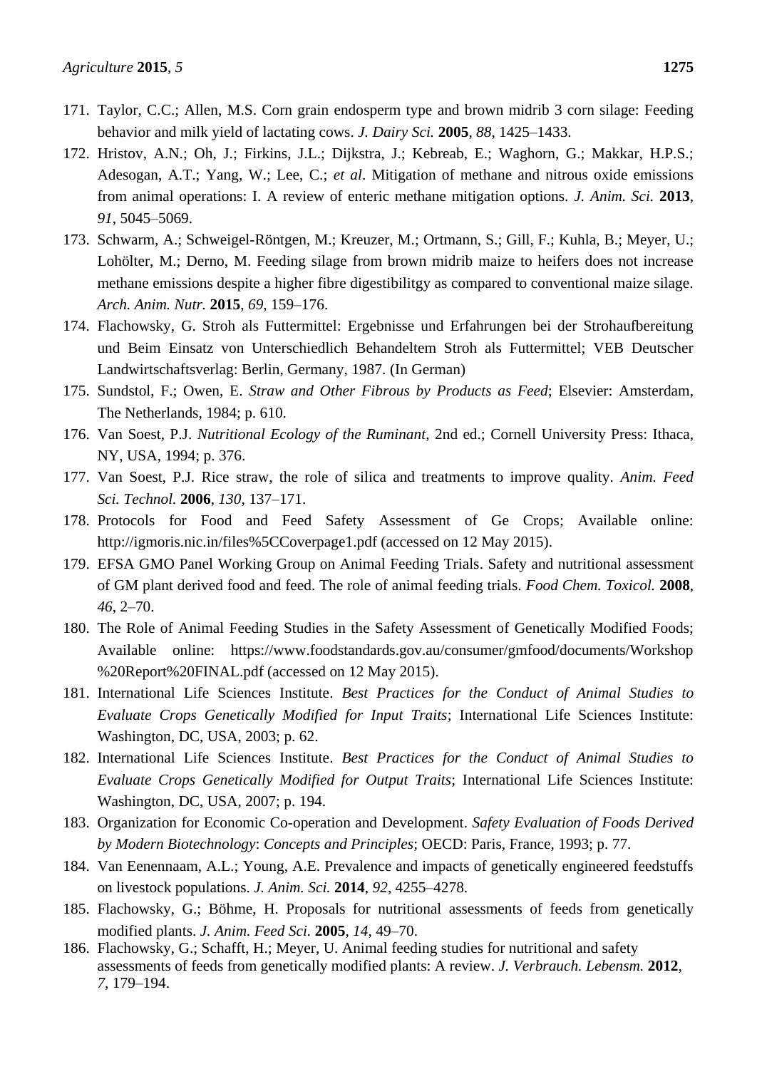171. Taylor, C.C.; Allen, M.S. Corn grain endosperm type and brown midrib 3 corn silage: Feeding behavior and milk yield of lactating cows. *J. Dairy Sci.* **2005**, *88*, 1425–1433.
172. Hristov, A.N.; Oh, J.; Firkins, J.L.; Dijkstra, J.; Kebreab, E.; Waghorn, G.; Makkar, H.P.S.; Adesogan, A.T.; Yang, W.; Lee, C.; *et al*. Mitigation of methane and nitrous oxide emissions from animal operations: I. A review of enteric methane mitigation options. *J. Anim. Sci.* **2013**, *91*, 5045–5069.
173. Schwarm, A.; Schweigel-Röntgen, M.; Kreuzer, M.; Ortmann, S.; Gill, F.; Kuhla, B.; Meyer, U.; Lohölter, M.; Derno, M. Feeding silage from brown midrib maize to heifers does not increase methane emissions despite a higher fibre digestibilitgy as compared to conventional maize silage. *Arch. Anim. Nutr.* **2015**, *69*, 159–176.
174. Flachowsky, G. Stroh als Futtermittel: Ergebnisse und Erfahrungen bei der Strohaufbereitung und Beim Einsatz von Unterschiedlich Behandeltem Stroh als Futtermittel; VEB Deutscher Landwirtschaftsverlag: Berlin, Germany, 1987. (In German)
175. Sundstol, F.; Owen, E. *Straw and Other Fibrous by Products as Feed*; Elsevier: Amsterdam, The Netherlands, 1984; p. 610.
176. Van Soest, P.J. *Nutritional Ecology of the Ruminant*, 2nd ed.; Cornell University Press: Ithaca, NY, USA, 1994; p. 376.
177. Van Soest, P.J. Rice straw, the role of silica and treatments to improve quality. *Anim. Feed Sci. Technol.* **2006**, *130*, 137–171.
178. Protocols for Food and Feed Safety Assessment of Ge Crops; Available online: http://igmoris.nic.in/files%5CCoverpage1.pdf (accessed on 12 May 2015).
179. EFSA GMO Panel Working Group on Animal Feeding Trials. Safety and nutritional assessment of GM plant derived food and feed. The role of animal feeding trials. *Food Chem. Toxicol.* **2008**, *46*, 2–70.
180. The Role of Animal Feeding Studies in the Safety Assessment of Genetically Modified Foods; Available online: https://www.foodstandards.gov.au/consumer/gmfood/documents/Workshop%20Report%20FINAL.pdf (accessed on 12 May 2015).
181. International Life Sciences Institute. *Best Practices for the Conduct of Animal Studies to Evaluate Crops Genetically Modified for Input Traits*; International Life Sciences Institute: Washington, DC, USA, 2003; p. 62.
182. International Life Sciences Institute. *Best Practices for the Conduct of Animal Studies to Evaluate Crops Genetically Modified for Output Traits*; International Life Sciences Institute: Washington, DC, USA, 2007; p. 194.
183. Organization for Economic Co-operation and Development. *Safety Evaluation of Foods Derived by Modern Biotechnology*: *Concepts and Principles*; OECD: Paris, France, 1993; p. 77.
184. Van Eenennaam, A.L.; Young, A.E. Prevalence and impacts of genetically engineered feedstuffs on livestock populations. *J. Anim. Sci.* **2014**, *92*, 4255–4278.
185. Flachowsky, G.; Böhme, H. Proposals for nutritional assessments of feeds from genetically modified plants. *J. Anim. Feed Sci.* **2005**, *14*, 49–70.
186. Flachowsky, G.; Schafft, H.; Meyer, U. Animal feeding studies for nutritional and safety assessments of feeds from genetically modified plants: A review. *J. Verbrauch. Lebensm.* **2012**, *7*, 179–194.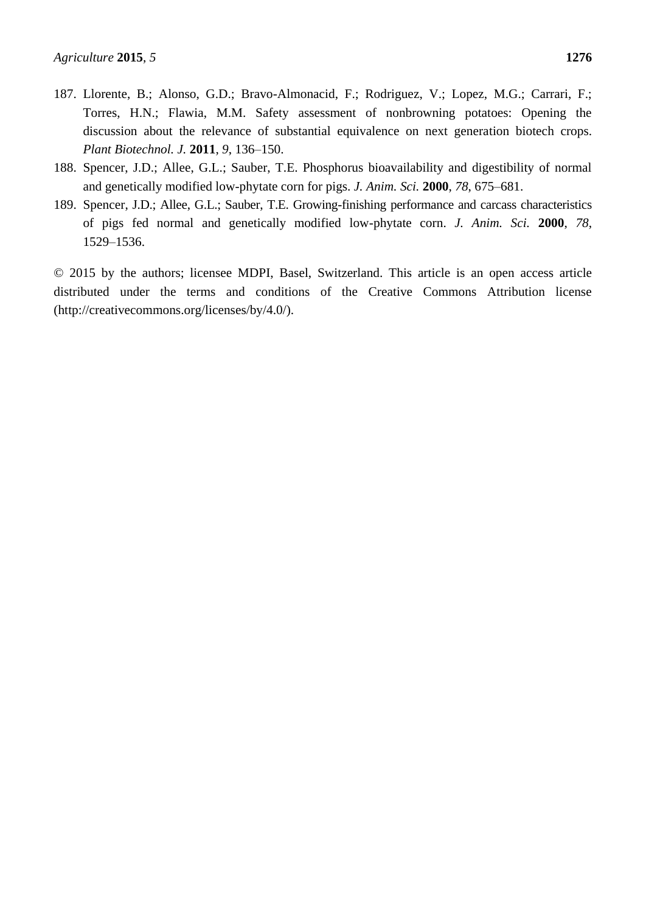187. Llorente, B.; Alonso, G.D.; Bravo-Almonacid, F.; Rodriguez, V.; Lopez, M.G.; Carrari, F.; Torres, H.N.; Flawia, M.M. Safety assessment of nonbrowning potatoes: Opening the discussion about the relevance of substantial equivalence on next generation biotech crops. *Plant Biotechnol. J.* **2011**, *9*, 136–150.
188. Spencer, J.D.; Allee, G.L.; Sauber, T.E. Phosphorus bioavailability and digestibility of normal and genetically modified low-phytate corn for pigs. *J. Anim. Sci.* **2000**, *78*, 675–681.
189. Spencer, J.D.; Allee, G.L.; Sauber, T.E. Growing-finishing performance and carcass characteristics of pigs fed normal and genetically modified low-phytate corn. *J. Anim. Sci.* **2000**, *78*, 1529–1536.

© 2015 by the authors; licensee MDPI, Basel, Switzerland. This article is an open access article distributed under the terms and conditions of the Creative Commons Attribution license (http://creativecommons.org/licenses/by/4.0/).